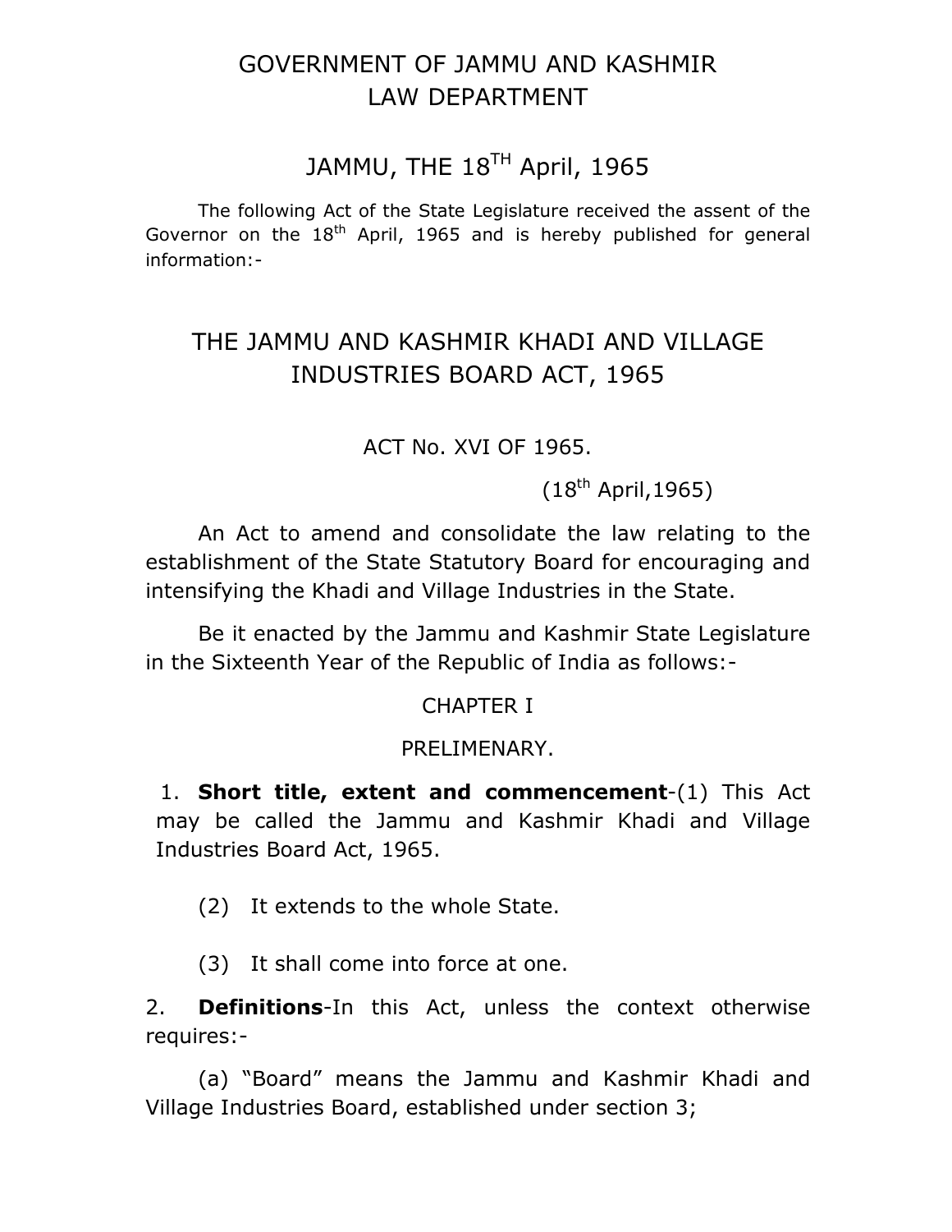# GOVERNMENT OF JAMMU AND KASHMIR
# LAW DEPARTMENT

## JAMMU, THE 18TH April, 1965

The following Act of the State Legislature received the assent of the Governor on the 18th April, 1965 and is hereby published for general information:-

# THE JAMMU AND KASHMIR KHADI AND VILLAGE INDUSTRIES BOARD ACT, 1965

ACT No. XVI OF 1965.

(18th April,1965)

An Act to amend and consolidate the law relating to the establishment of the State Statutory Board for encouraging and intensifying the Khadi and Village Industries in the State.

Be it enacted by the Jammu and Kashmir State Legislature in the Sixteenth Year of the Republic of India as follows:-

## CHAPTER I

## PRELIMENARY.

1. **Short title, extent and commencement**-(1) This Act may be called the Jammu and Kashmir Khadi and Village Industries Board Act, 1965.

(2) It extends to the whole State.

(3) It shall come into force at one.

2. **Definitions**-In this Act, unless the context otherwise requires:-

(a) "Board" means the Jammu and Kashmir Khadi and Village Industries Board, established under section 3;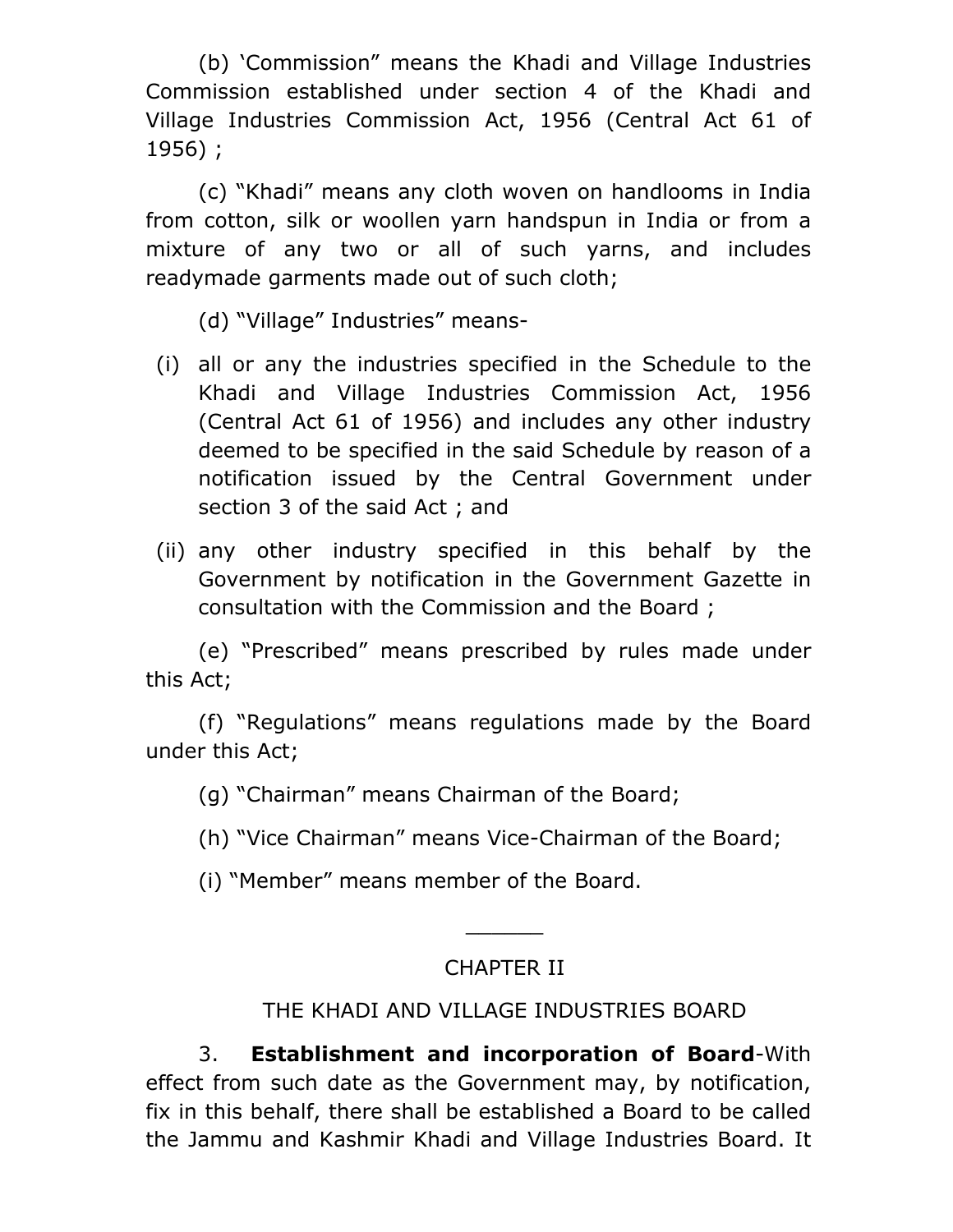(b) 'Commission" means the Khadi and Village Industries Commission established under section 4 of the Khadi and Village Industries Commission Act, 1956 (Central Act 61 of 1956) ;

(c) "Khadi" means any cloth woven on handlooms in India from cotton, silk or woollen yarn handspun in India or from a mixture of any two or all of such yarns, and includes readymade garments made out of such cloth;

(d) "Village" Industries" means-

(i) all or any the industries specified in the Schedule to the Khadi and Village Industries Commission Act, 1956 (Central Act 61 of 1956) and includes any other industry deemed to be specified in the said Schedule by reason of a notification issued by the Central Government under section 3 of the said Act ; and

(ii) any other industry specified in this behalf by the Government by notification in the Government Gazette in consultation with the Commission and the Board ;

(e) "Prescribed" means prescribed by rules made under this Act;

(f) "Regulations" means regulations made by the Board under this Act;

(g) "Chairman" means Chairman of the Board;

(h) "Vice Chairman" means Vice-Chairman of the Board;

(i) "Member" means member of the Board.

______

## CHAPTER II

## THE KHADI AND VILLAGE INDUSTRIES BOARD

3. **Establishment and incorporation of Board**-With effect from such date as the Government may, by notification, fix in this behalf, there shall be established a Board to be called the Jammu and Kashmir Khadi and Village Industries Board. It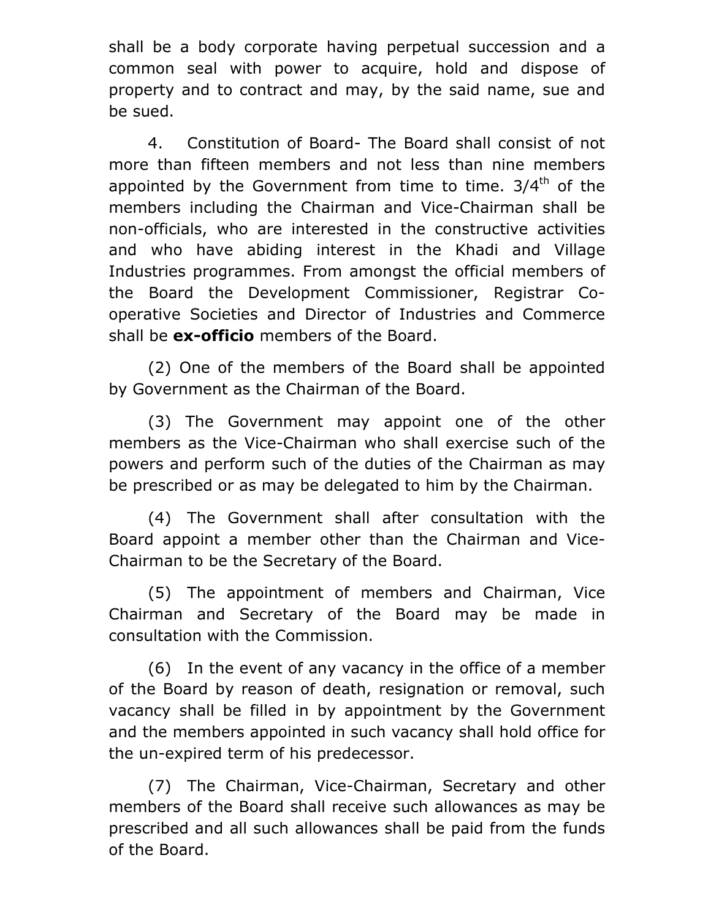shall be a body corporate having perpetual succession and a common seal with power to acquire, hold and dispose of property and to contract and may, by the said name, sue and be sued.

4. Constitution of Board- The Board shall consist of not more than fifteen members and not less than nine members appointed by the Government from time to time. $3/4^{th}$ of the members including the Chairman and Vice-Chairman shall be non-officials, who are interested in the constructive activities and who have abiding interest in the Khadi and Village Industries programmes. From amongst the official members of the Board the Development Commissioner, Registrar Co-operative Societies and Director of Industries and Commerce shall be **ex-officio** members of the Board.

(2) One of the members of the Board shall be appointed by Government as the Chairman of the Board.

(3) The Government may appoint one of the other members as the Vice-Chairman who shall exercise such of the powers and perform such of the duties of the Chairman as may be prescribed or as may be delegated to him by the Chairman.

(4) The Government shall after consultation with the Board appoint a member other than the Chairman and Vice-Chairman to be the Secretary of the Board.

(5) The appointment of members and Chairman, Vice Chairman and Secretary of the Board may be made in consultation with the Commission.

(6) In the event of any vacancy in the office of a member of the Board by reason of death, resignation or removal, such vacancy shall be filled in by appointment by the Government and the members appointed in such vacancy shall hold office for the un-expired term of his predecessor.

(7) The Chairman, Vice-Chairman, Secretary and other members of the Board shall receive such allowances as may be prescribed and all such allowances shall be paid from the funds of the Board.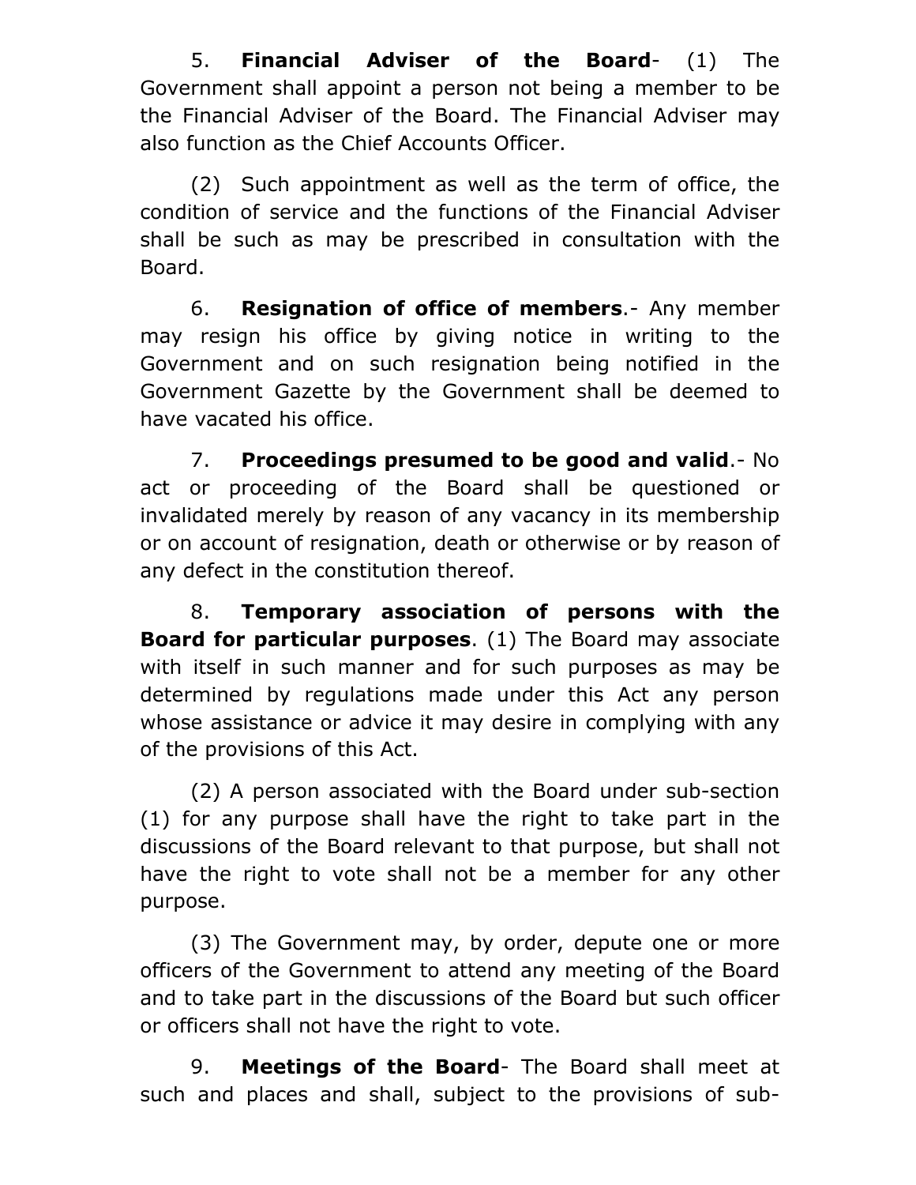5. **Financial Adviser of the Board**- (1) The Government shall appoint a person not being a member to be the Financial Adviser of the Board. The Financial Adviser may also function as the Chief Accounts Officer.

(2) Such appointment as well as the term of office, the condition of service and the functions of the Financial Adviser shall be such as may be prescribed in consultation with the Board.

6. **Resignation of office of members**.- Any member may resign his office by giving notice in writing to the Government and on such resignation being notified in the Government Gazette by the Government shall be deemed to have vacated his office.

7. **Proceedings presumed to be good and valid**.- No act or proceeding of the Board shall be questioned or invalidated merely by reason of any vacancy in its membership or on account of resignation, death or otherwise or by reason of any defect in the constitution thereof.

8. **Temporary association of persons with the Board for particular purposes**. (1) The Board may associate with itself in such manner and for such purposes as may be determined by regulations made under this Act any person whose assistance or advice it may desire in complying with any of the provisions of this Act.

(2) A person associated with the Board under sub-section (1) for any purpose shall have the right to take part in the discussions of the Board relevant to that purpose, but shall not have the right to vote shall not be a member for any other purpose.

(3) The Government may, by order, depute one or more officers of the Government to attend any meeting of the Board and to take part in the discussions of the Board but such officer or officers shall not have the right to vote.

9. **Meetings of the Board**- The Board shall meet at such and places and shall, subject to the provisions of sub-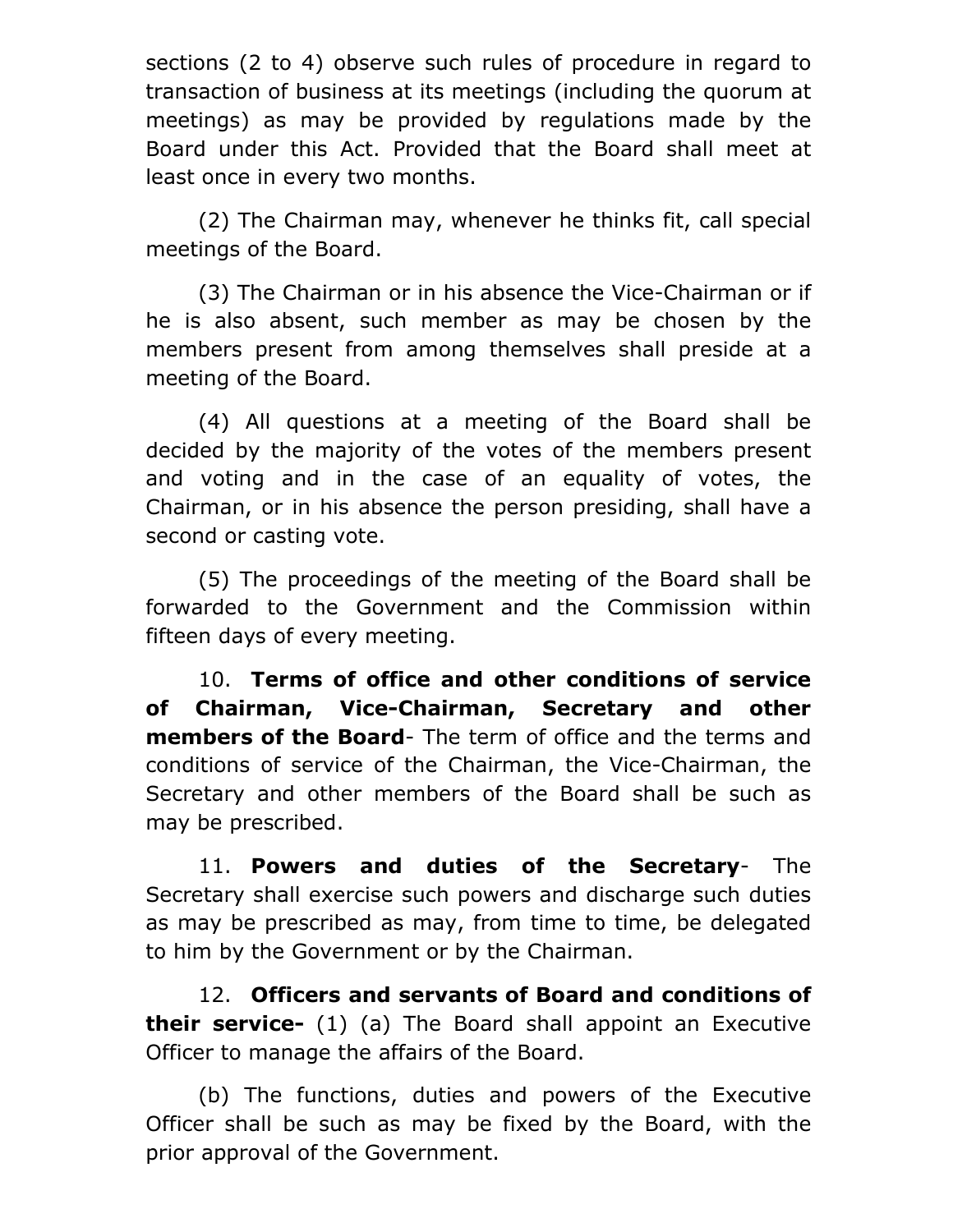sections (2 to 4) observe such rules of procedure in regard to transaction of business at its meetings (including the quorum at meetings) as may be provided by regulations made by the Board under this Act. Provided that the Board shall meet at least once in every two months.

(2) The Chairman may, whenever he thinks fit, call special meetings of the Board.

(3) The Chairman or in his absence the Vice-Chairman or if he is also absent, such member as may be chosen by the members present from among themselves shall preside at a meeting of the Board.

(4) All questions at a meeting of the Board shall be decided by the majority of the votes of the members present and voting and in the case of an equality of votes, the Chairman, or in his absence the person presiding, shall have a second or casting vote.

(5) The proceedings of the meeting of the Board shall be forwarded to the Government and the Commission within fifteen days of every meeting.

10. **Terms of office and other conditions of service of Chairman, Vice-Chairman, Secretary and other members of the Board**- The term of office and the terms and conditions of service of the Chairman, the Vice-Chairman, the Secretary and other members of the Board shall be such as may be prescribed.

11. **Powers and duties of the Secretary**- The Secretary shall exercise such powers and discharge such duties as may be prescribed as may, from time to time, be delegated to him by the Government or by the Chairman.

12. **Officers and servants of Board and conditions of their service-** (1) (a) The Board shall appoint an Executive Officer to manage the affairs of the Board.

(b) The functions, duties and powers of the Executive Officer shall be such as may be fixed by the Board, with the prior approval of the Government.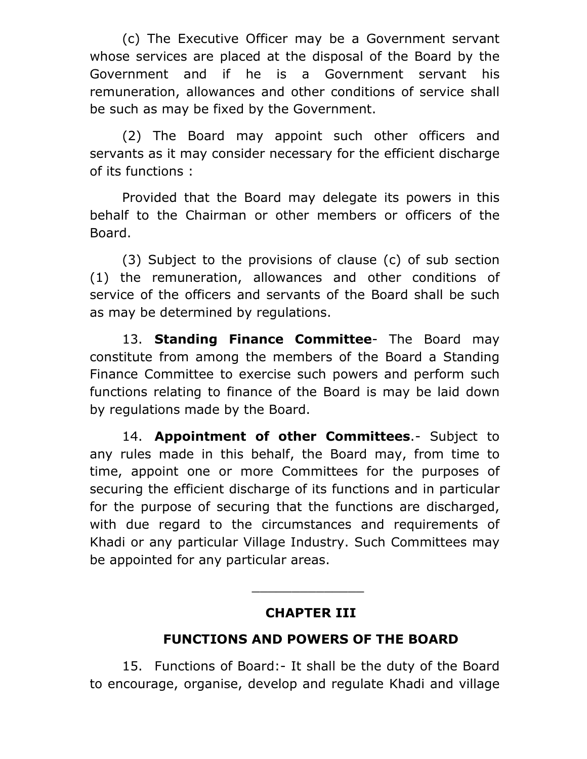(c) The Executive Officer may be a Government servant whose services are placed at the disposal of the Board by the Government and if he is a Government servant his remuneration, allowances and other conditions of service shall be such as may be fixed by the Government.

(2) The Board may appoint such other officers and servants as it may consider necessary for the efficient discharge of its functions :

Provided that the Board may delegate its powers in this behalf to the Chairman or other members or officers of the Board.

(3) Subject to the provisions of clause (c) of sub section (1) the remuneration, allowances and other conditions of service of the officers and servants of the Board shall be such as may be determined by regulations.

13. **Standing Finance Committee**- The Board may constitute from among the members of the Board a Standing Finance Committee to exercise such powers and perform such functions relating to finance of the Board is may be laid down by regulations made by the Board.

14. **Appointment of other Committees**.- Subject to any rules made in this behalf, the Board may, from time to time, appoint one or more Committees for the purposes of securing the efficient discharge of its functions and in particular for the purpose of securing that the functions are discharged, with due regard to the circumstances and requirements of Khadi or any particular Village Industry. Such Committees may be appointed for any particular areas.

---

## CHAPTER III

## FUNCTIONS AND POWERS OF THE BOARD

15. Functions of Board:- It shall be the duty of the Board to encourage, organise, develop and regulate Khadi and village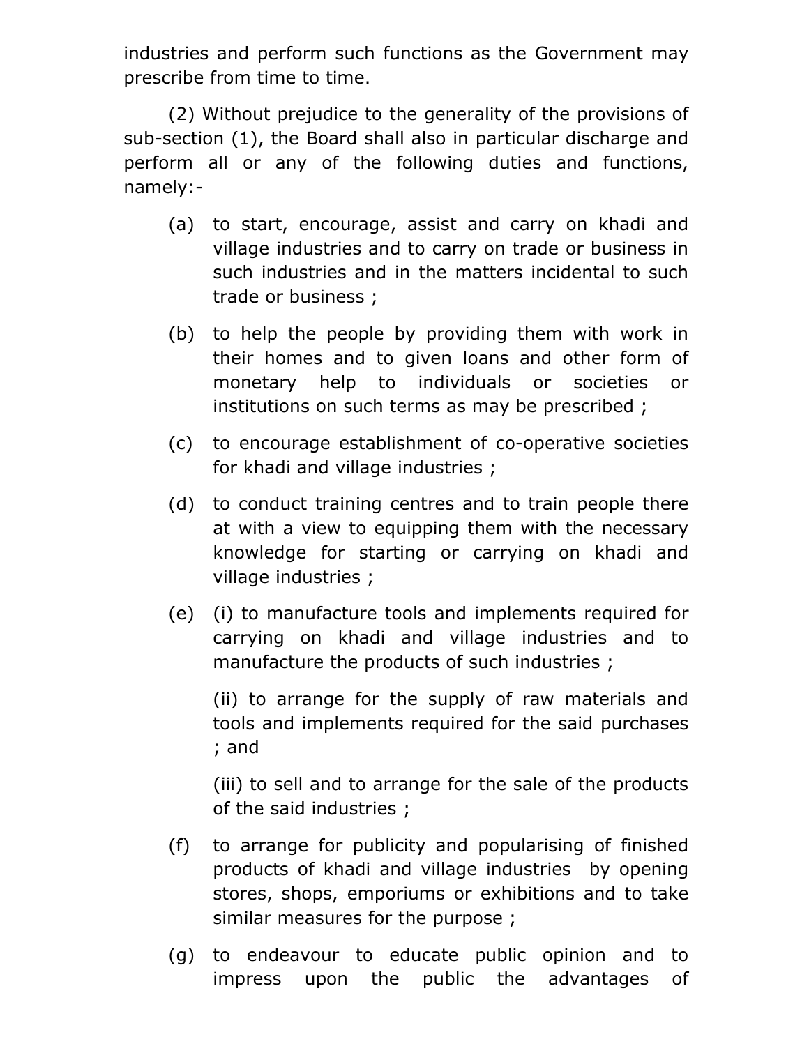industries and perform such functions as the Government may prescribe from time to time.

(2) Without prejudice to the generality of the provisions of sub-section (1), the Board shall also in particular discharge and perform all or any of the following duties and functions, namely:-

(a) to start, encourage, assist and carry on khadi and village industries and to carry on trade or business in such industries and in the matters incidental to such trade or business ;

(b) to help the people by providing them with work in their homes and to given loans and other form of monetary help to individuals or societies or institutions on such terms as may be prescribed ;

(c) to encourage establishment of co-operative societies for khadi and village industries ;

(d) to conduct training centres and to train people there at with a view to equipping them with the necessary knowledge for starting or carrying on khadi and village industries ;

(e) (i) to manufacture tools and implements required for carrying on khadi and village industries and to manufacture the products of such industries ;

(ii) to arrange for the supply of raw materials and tools and implements required for the said purchases ; and

(iii) to sell and to arrange for the sale of the products of the said industries ;

(f) to arrange for publicity and popularising of finished products of khadi and village industries by opening stores, shops, emporiums or exhibitions and to take similar measures for the purpose ;

(g) to endeavour to educate public opinion and to impress upon the public the advantages of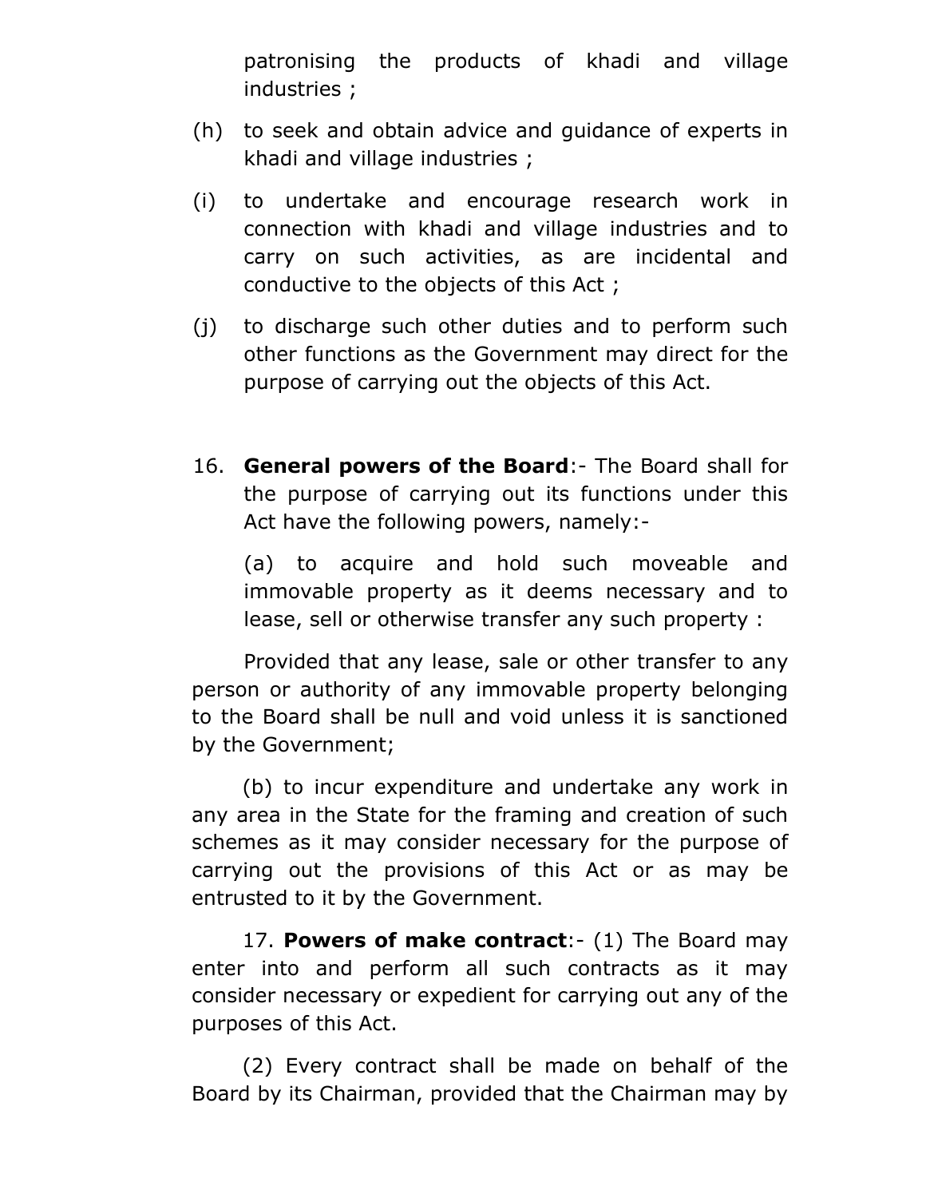patronising the products of khadi and village industries ;

(h) to seek and obtain advice and guidance of experts in khadi and village industries ;

(i) to undertake and encourage research work in connection with khadi and village industries and to carry on such activities, as are incidental and conductive to the objects of this Act ;

(j) to discharge such other duties and to perform such other functions as the Government may direct for the purpose of carrying out the objects of this Act.

16. **General powers of the Board**:- The Board shall for the purpose of carrying out its functions under this Act have the following powers, namely:-

(a) to acquire and hold such moveable and immovable property as it deems necessary and to lease, sell or otherwise transfer any such property :

Provided that any lease, sale or other transfer to any person or authority of any immovable property belonging to the Board shall be null and void unless it is sanctioned by the Government;

(b) to incur expenditure and undertake any work in any area in the State for the framing and creation of such schemes as it may consider necessary for the purpose of carrying out the provisions of this Act or as may be entrusted to it by the Government.

17. **Powers of make contract**:- (1) The Board may enter into and perform all such contracts as it may consider necessary or expedient for carrying out any of the purposes of this Act.

(2) Every contract shall be made on behalf of the Board by its Chairman, provided that the Chairman may by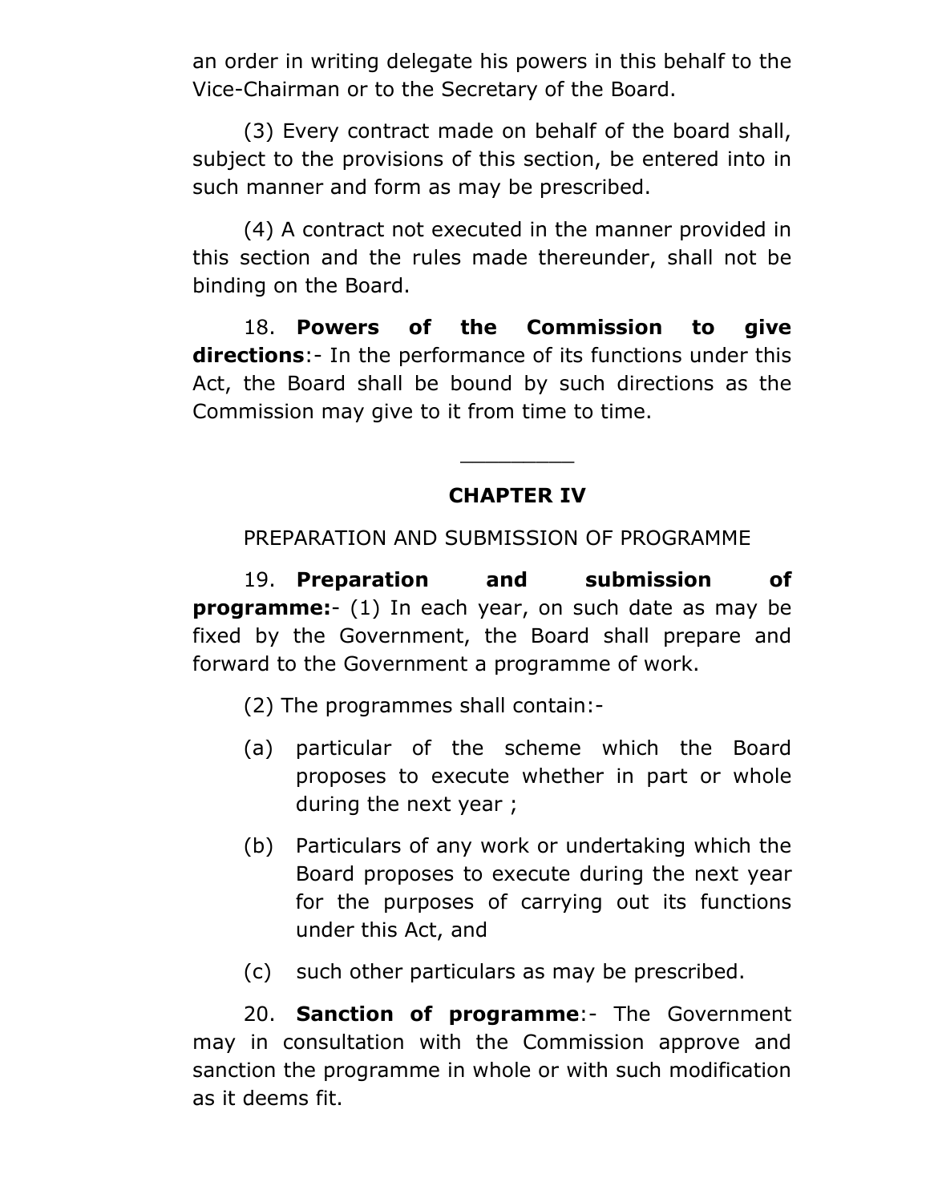an order in writing delegate his powers in this behalf to the Vice-Chairman or to the Secretary of the Board.

(3) Every contract made on behalf of the board shall, subject to the provisions of this section, be entered into in such manner and form as may be prescribed.

(4) A contract not executed in the manner provided in this section and the rules made thereunder, shall not be binding on the Board.

18. **Powers of the Commission to give directions**:- In the performance of its functions under this Act, the Board shall be bound by such directions as the Commission may give to it from time to time.

---

## CHAPTER IV

PREPARATION AND SUBMISSION OF PROGRAMME

19. **Preparation and submission of programme:**- (1) In each year, on such date as may be fixed by the Government, the Board shall prepare and forward to the Government a programme of work.

(2) The programmes shall contain:-

(a) particular of the scheme which the Board proposes to execute whether in part or whole during the next year ;

(b) Particulars of any work or undertaking which the Board proposes to execute during the next year for the purposes of carrying out its functions under this Act, and

(c) such other particulars as may be prescribed.

20. **Sanction of programme**:- The Government may in consultation with the Commission approve and sanction the programme in whole or with such modification as it deems fit.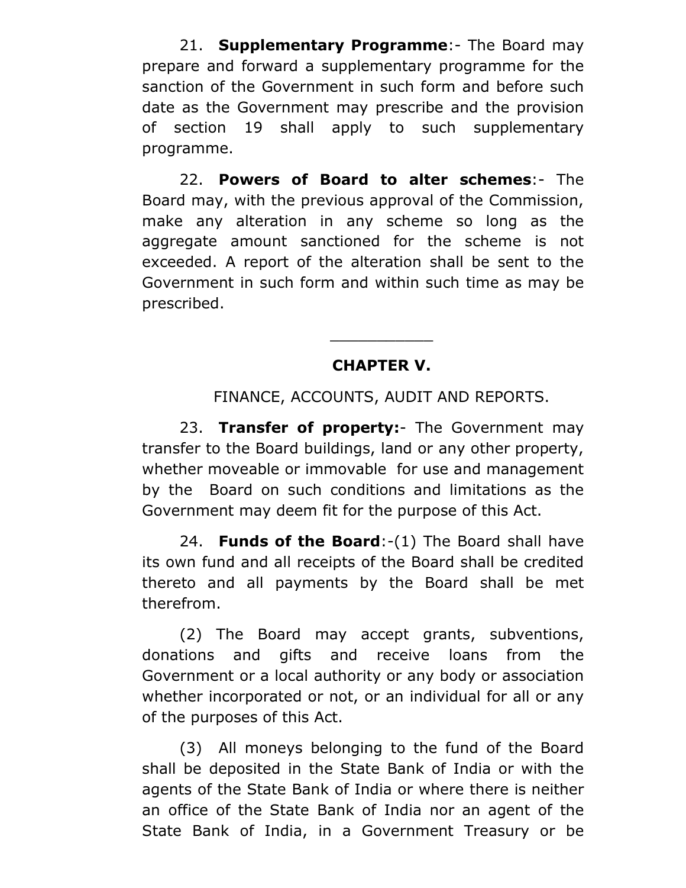21. **Supplementary Programme**:- The Board may prepare and forward a supplementary programme for the sanction of the Government in such form and before such date as the Government may prescribe and the provision of section 19 shall apply to such supplementary programme.

22. **Powers of Board to alter schemes**:- The Board may, with the previous approval of the Commission, make any alteration in any scheme so long as the aggregate amount sanctioned for the scheme is not exceeded. A report of the alteration shall be sent to the Government in such form and within such time as may be prescribed.

---

## CHAPTER V.

FINANCE, ACCOUNTS, AUDIT AND REPORTS.

23. **Transfer of property:**- The Government may transfer to the Board buildings, land or any other property, whether moveable or immovable for use and management by the Board on such conditions and limitations as the Government may deem fit for the purpose of this Act.

24. **Funds of the Board**:-(1) The Board shall have its own fund and all receipts of the Board shall be credited thereto and all payments by the Board shall be met therefrom.

(2) The Board may accept grants, subventions, donations and gifts and receive loans from the Government or a local authority or any body or association whether incorporated or not, or an individual for all or any of the purposes of this Act.

(3) All moneys belonging to the fund of the Board shall be deposited in the State Bank of India or with the agents of the State Bank of India or where there is neither an office of the State Bank of India nor an agent of the State Bank of India, in a Government Treasury or be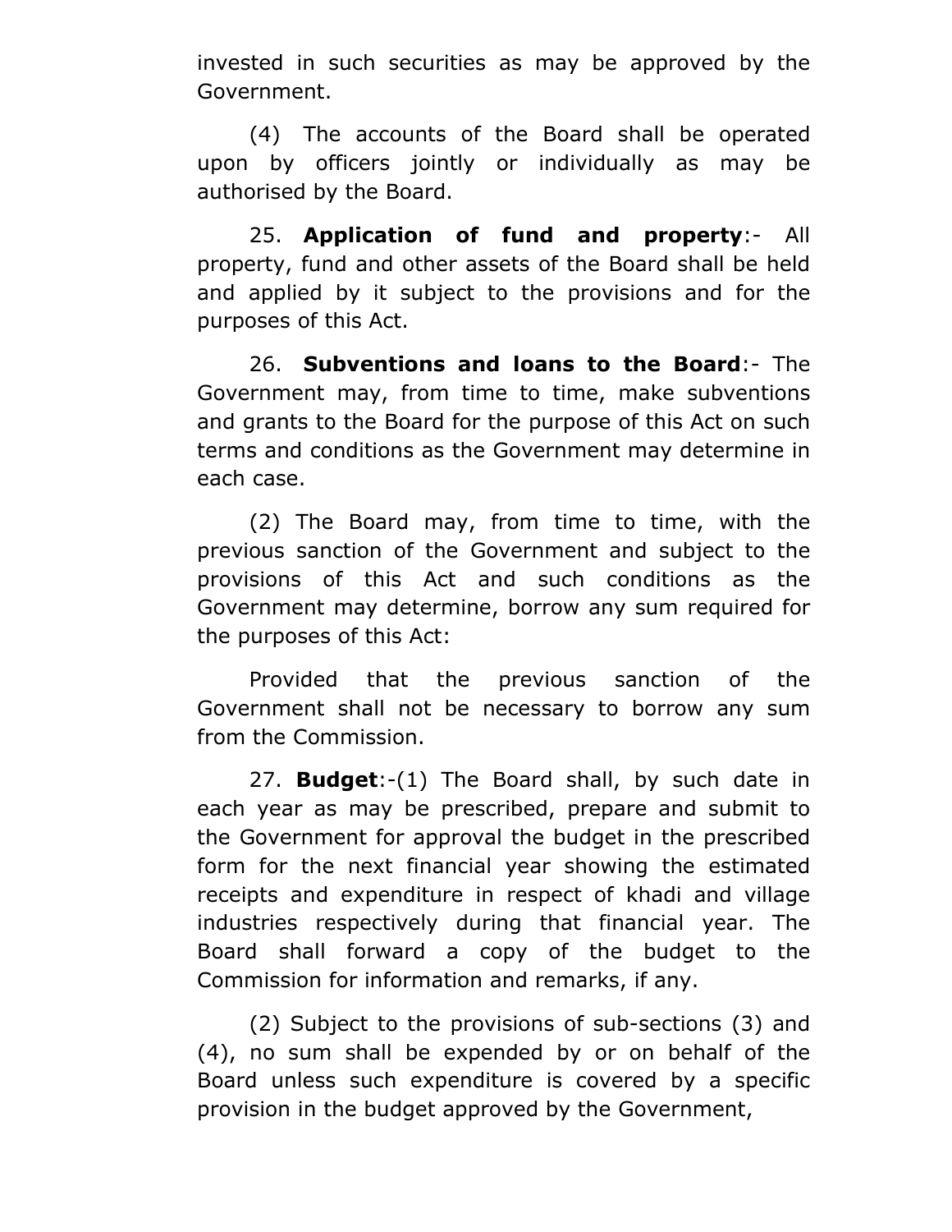invested in such securities as may be approved by the Government.

(4) The accounts of the Board shall be operated upon by officers jointly or individually as may be authorised by the Board.

25. **Application of fund and property**:- All property, fund and other assets of the Board shall be held and applied by it subject to the provisions and for the purposes of this Act.

26. **Subventions and loans to the Board**:- The Government may, from time to time, make subventions and grants to the Board for the purpose of this Act on such terms and conditions as the Government may determine in each case.

(2) The Board may, from time to time, with the previous sanction of the Government and subject to the provisions of this Act and such conditions as the Government may determine, borrow any sum required for the purposes of this Act:

Provided that the previous sanction of the Government shall not be necessary to borrow any sum from the Commission.

27. **Budget**:-(1) The Board shall, by such date in each year as may be prescribed, prepare and submit to the Government for approval the budget in the prescribed form for the next financial year showing the estimated receipts and expenditure in respect of khadi and village industries respectively during that financial year. The Board shall forward a copy of the budget to the Commission for information and remarks, if any.

(2) Subject to the provisions of sub-sections (3) and (4), no sum shall be expended by or on behalf of the Board unless such expenditure is covered by a specific provision in the budget approved by the Government,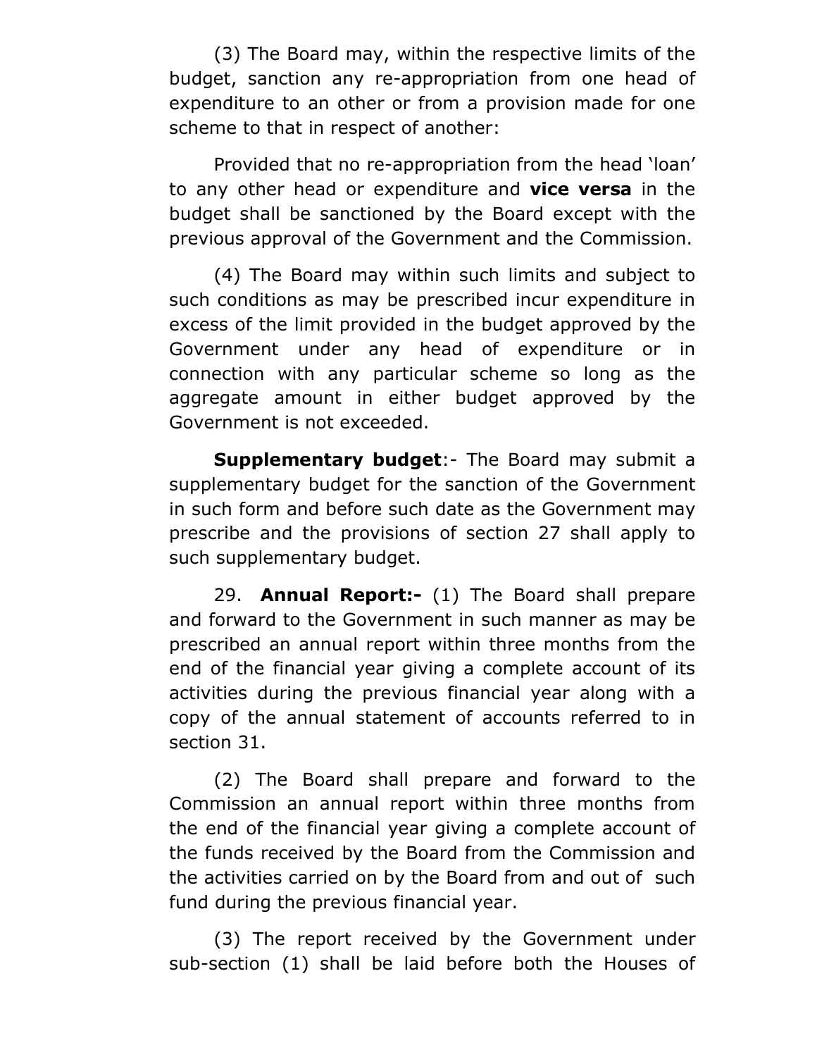(3) The Board may, within the respective limits of the budget, sanction any re-appropriation from one head of expenditure to an other or from a provision made for one scheme to that in respect of another:

Provided that no re-appropriation from the head 'loan' to any other head or expenditure and **vice versa** in the budget shall be sanctioned by the Board except with the previous approval of the Government and the Commission.

(4) The Board may within such limits and subject to such conditions as may be prescribed incur expenditure in excess of the limit provided in the budget approved by the Government under any head of expenditure or in connection with any particular scheme so long as the aggregate amount in either budget approved by the Government is not exceeded.

**Supplementary budget**:- The Board may submit a supplementary budget for the sanction of the Government in such form and before such date as the Government may prescribe and the provisions of section 27 shall apply to such supplementary budget.

29. **Annual Report:-** (1) The Board shall prepare and forward to the Government in such manner as may be prescribed an annual report within three months from the end of the financial year giving a complete account of its activities during the previous financial year along with a copy of the annual statement of accounts referred to in section 31.

(2) The Board shall prepare and forward to the Commission an annual report within three months from the end of the financial year giving a complete account of the funds received by the Board from the Commission and the activities carried on by the Board from and out of such fund during the previous financial year.

(3) The report received by the Government under sub-section (1) shall be laid before both the Houses of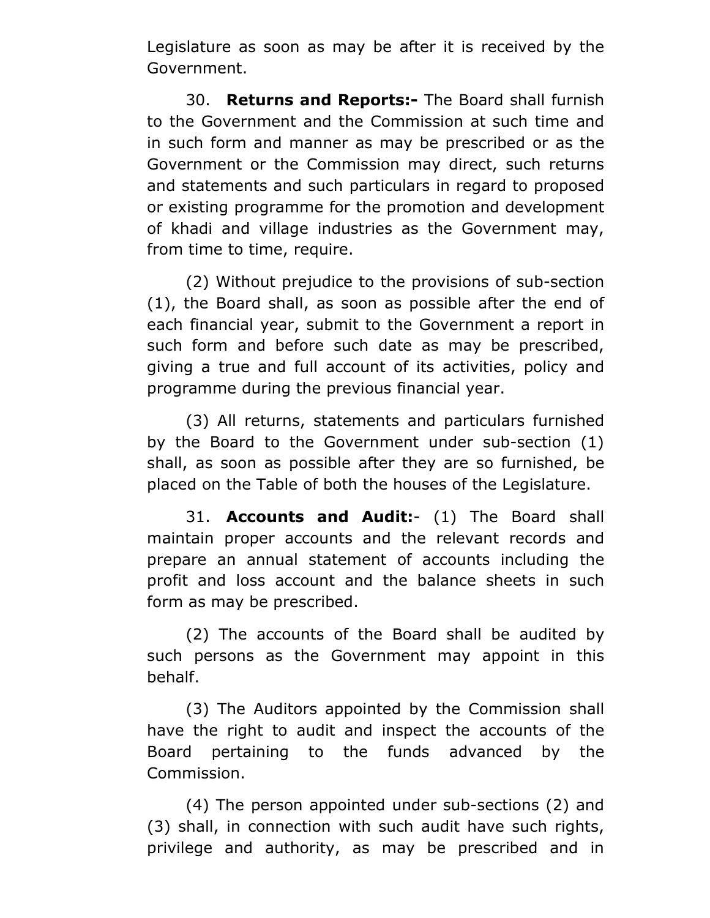Legislature as soon as may be after it is received by the Government.

30. **Returns and Reports:-** The Board shall furnish to the Government and the Commission at such time and in such form and manner as may be prescribed or as the Government or the Commission may direct, such returns and statements and such particulars in regard to proposed or existing programme for the promotion and development of khadi and village industries as the Government may, from time to time, require.

(2) Without prejudice to the provisions of sub-section (1), the Board shall, as soon as possible after the end of each financial year, submit to the Government a report in such form and before such date as may be prescribed, giving a true and full account of its activities, policy and programme during the previous financial year.

(3) All returns, statements and particulars furnished by the Board to the Government under sub-section (1) shall, as soon as possible after they are so furnished, be placed on the Table of both the houses of the Legislature.

31. **Accounts and Audit:**- (1) The Board shall maintain proper accounts and the relevant records and prepare an annual statement of accounts including the profit and loss account and the balance sheets in such form as may be prescribed.

(2) The accounts of the Board shall be audited by such persons as the Government may appoint in this behalf.

(3) The Auditors appointed by the Commission shall have the right to audit and inspect the accounts of the Board pertaining to the funds advanced by the Commission.

(4) The person appointed under sub-sections (2) and (3) shall, in connection with such audit have such rights, privilege and authority, as may be prescribed and in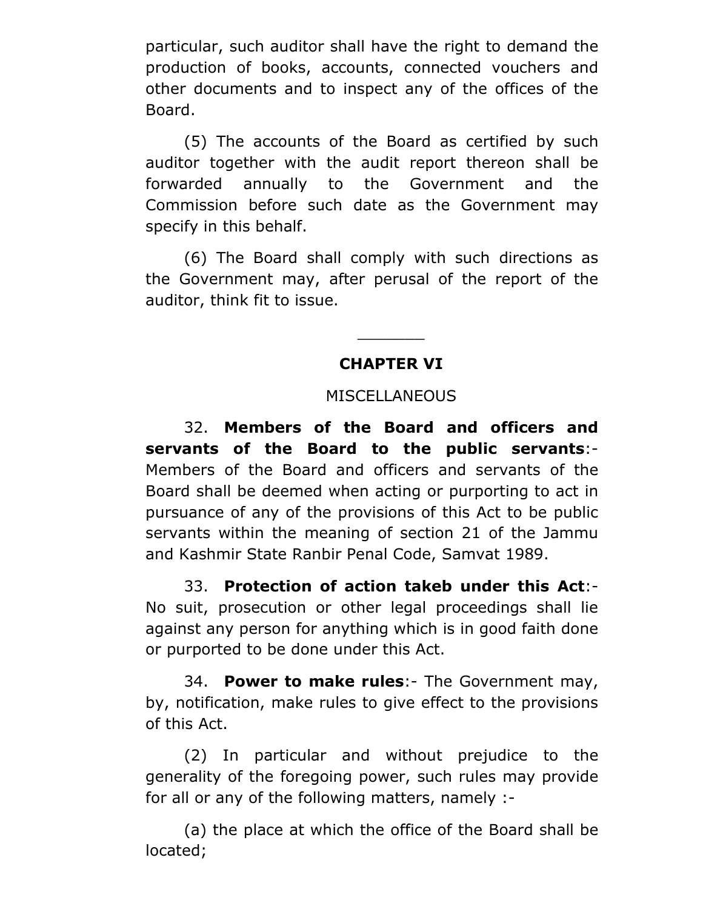particular, such auditor shall have the right to demand the production of books, accounts, connected vouchers and other documents and to inspect any of the offices of the Board.

(5) The accounts of the Board as certified by such auditor together with the audit report thereon shall be forwarded annually to the Government and the Commission before such date as the Government may specify in this behalf.

(6) The Board shall comply with such directions as the Government may, after perusal of the report of the auditor, think fit to issue.

---

## CHAPTER VI

MISCELLANEOUS

32. **Members of the Board and officers and servants of the Board to the public servants**:- Members of the Board and officers and servants of the Board shall be deemed when acting or purporting to act in pursuance of any of the provisions of this Act to be public servants within the meaning of section 21 of the Jammu and Kashmir State Ranbir Penal Code, Samvat 1989.

33. **Protection of action takeb under this Act**:- No suit, prosecution or other legal proceedings shall lie against any person for anything which is in good faith done or purported to be done under this Act.

34. **Power to make rules**:- The Government may, by, notification, make rules to give effect to the provisions of this Act.

(2) In particular and without prejudice to the generality of the foregoing power, such rules may provide for all or any of the following matters, namely :-

(a) the place at which the office of the Board shall be located;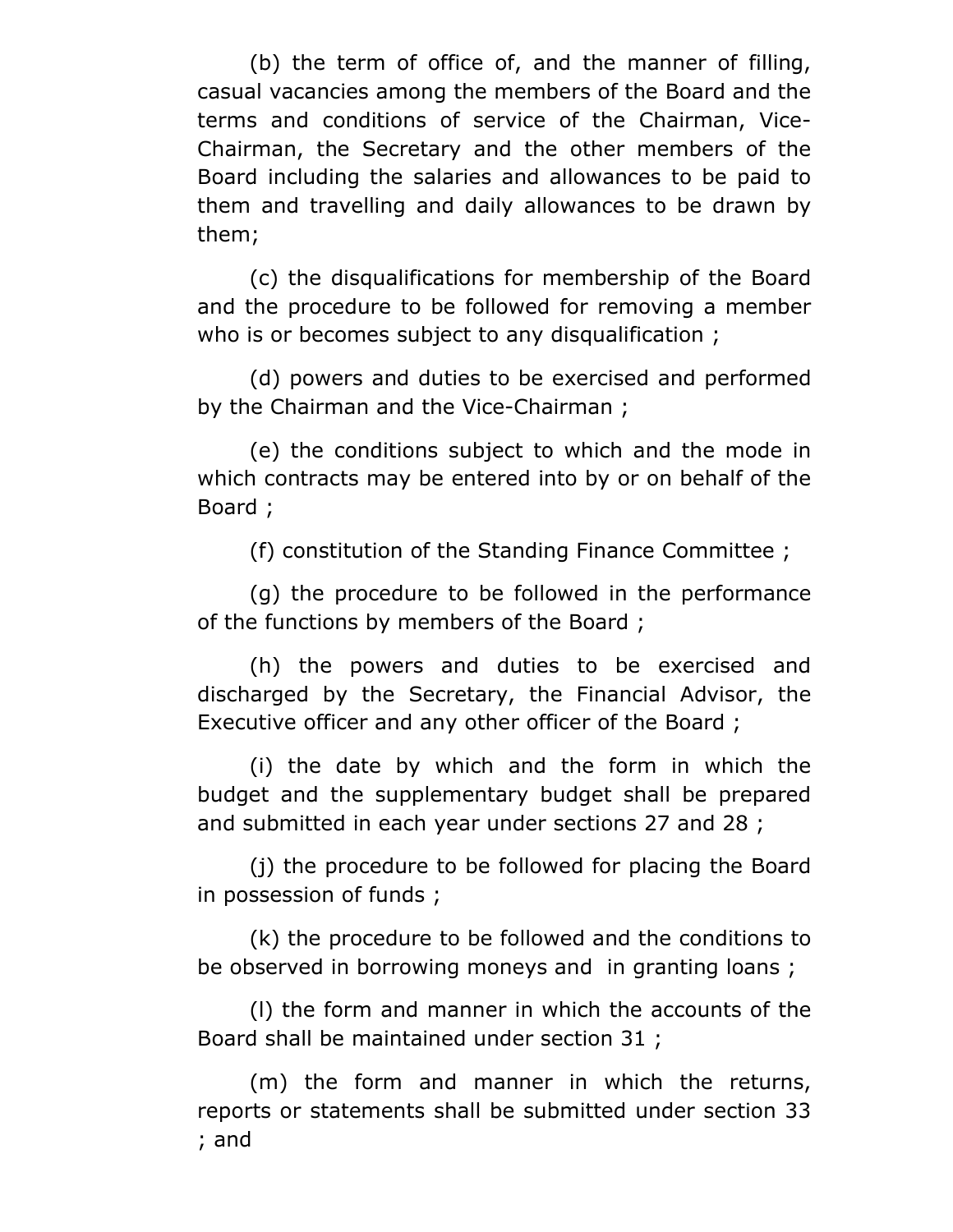(b) the term of office of, and the manner of filling, casual vacancies among the members of the Board and the terms and conditions of service of the Chairman, Vice-Chairman, the Secretary and the other members of the Board including the salaries and allowances to be paid to them and travelling and daily allowances to be drawn by them;

(c) the disqualifications for membership of the Board and the procedure to be followed for removing a member who is or becomes subject to any disqualification ;

(d) powers and duties to be exercised and performed by the Chairman and the Vice-Chairman ;

(e) the conditions subject to which and the mode in which contracts may be entered into by or on behalf of the Board ;

(f) constitution of the Standing Finance Committee ;

(g) the procedure to be followed in the performance of the functions by members of the Board ;

(h) the powers and duties to be exercised and discharged by the Secretary, the Financial Advisor, the Executive officer and any other officer of the Board ;

(i) the date by which and the form in which the budget and the supplementary budget shall be prepared and submitted in each year under sections 27 and 28 ;

(j) the procedure to be followed for placing the Board in possession of funds ;

(k) the procedure to be followed and the conditions to be observed in borrowing moneys and in granting loans ;

(l) the form and manner in which the accounts of the Board shall be maintained under section 31 ;

(m) the form and manner in which the returns, reports or statements shall be submitted under section 33 ; and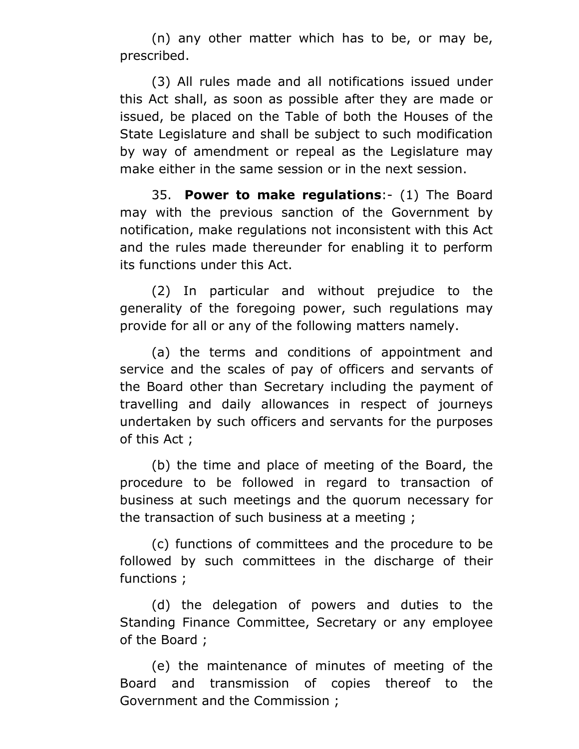(n) any other matter which has to be, or may be, prescribed.

(3) All rules made and all notifications issued under this Act shall, as soon as possible after they are made or issued, be placed on the Table of both the Houses of the State Legislature and shall be subject to such modification by way of amendment or repeal as the Legislature may make either in the same session or in the next session.

35. **Power to make regulations**:- (1) The Board may with the previous sanction of the Government by notification, make regulations not inconsistent with this Act and the rules made thereunder for enabling it to perform its functions under this Act.

(2) In particular and without prejudice to the generality of the foregoing power, such regulations may provide for all or any of the following matters namely.

(a) the terms and conditions of appointment and service and the scales of pay of officers and servants of the Board other than Secretary including the payment of travelling and daily allowances in respect of journeys undertaken by such officers and servants for the purposes of this Act ;

(b) the time and place of meeting of the Board, the procedure to be followed in regard to transaction of business at such meetings and the quorum necessary for the transaction of such business at a meeting ;

(c) functions of committees and the procedure to be followed by such committees in the discharge of their functions ;

(d) the delegation of powers and duties to the Standing Finance Committee, Secretary or any employee of the Board ;

(e) the maintenance of minutes of meeting of the Board and transmission of copies thereof to the Government and the Commission ;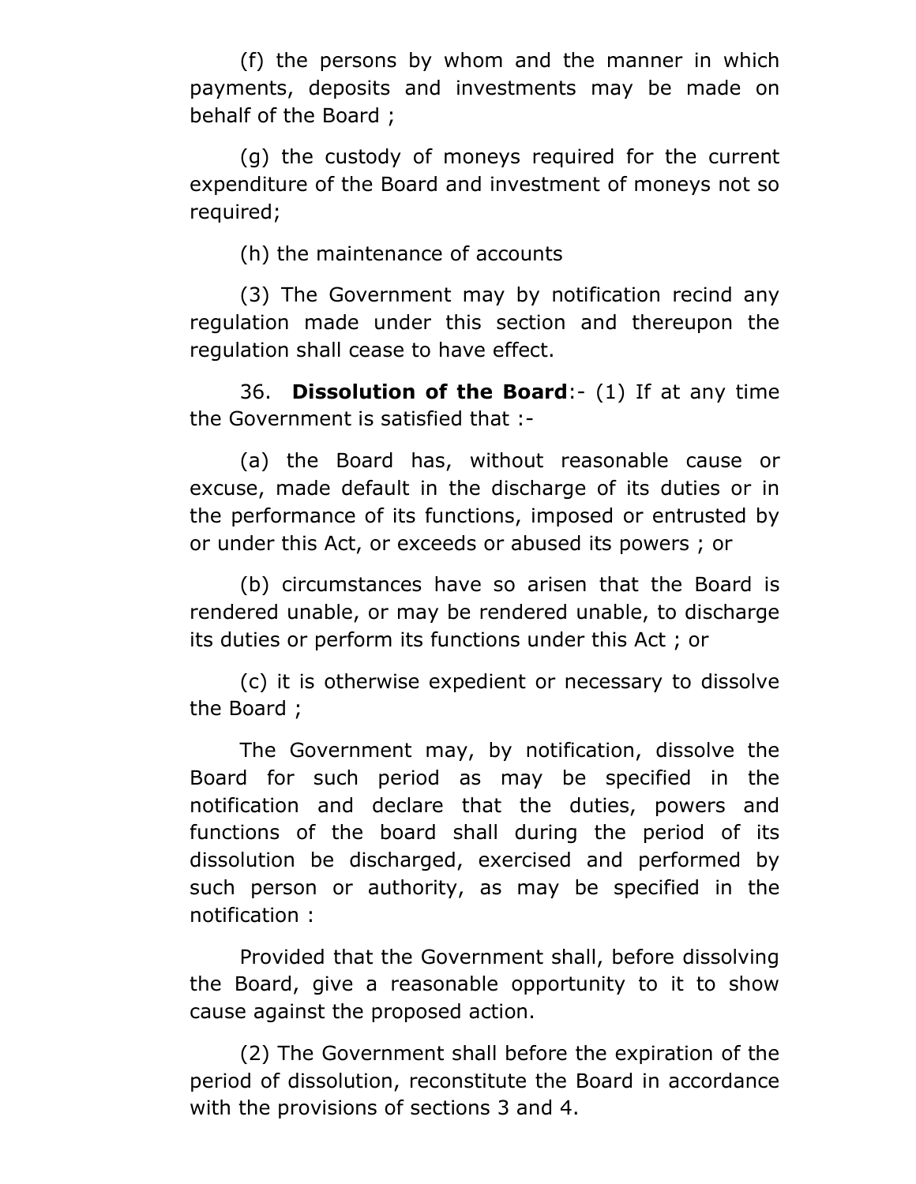(f) the persons by whom and the manner in which payments, deposits and investments may be made on behalf of the Board ;

(g) the custody of moneys required for the current expenditure of the Board and investment of moneys not so required;

(h) the maintenance of accounts

(3) The Government may by notification recind any regulation made under this section and thereupon the regulation shall cease to have effect.

36. **Dissolution of the Board**:- (1) If at any time the Government is satisfied that :-

(a) the Board has, without reasonable cause or excuse, made default in the discharge of its duties or in the performance of its functions, imposed or entrusted by or under this Act, or exceeds or abused its powers ; or

(b) circumstances have so arisen that the Board is rendered unable, or may be rendered unable, to discharge its duties or perform its functions under this Act ; or

(c) it is otherwise expedient or necessary to dissolve the Board ;

The Government may, by notification, dissolve the Board for such period as may be specified in the notification and declare that the duties, powers and functions of the board shall during the period of its dissolution be discharged, exercised and performed by such person or authority, as may be specified in the notification :

Provided that the Government shall, before dissolving the Board, give a reasonable opportunity to it to show cause against the proposed action.

(2) The Government shall before the expiration of the period of dissolution, reconstitute the Board in accordance with the provisions of sections 3 and 4.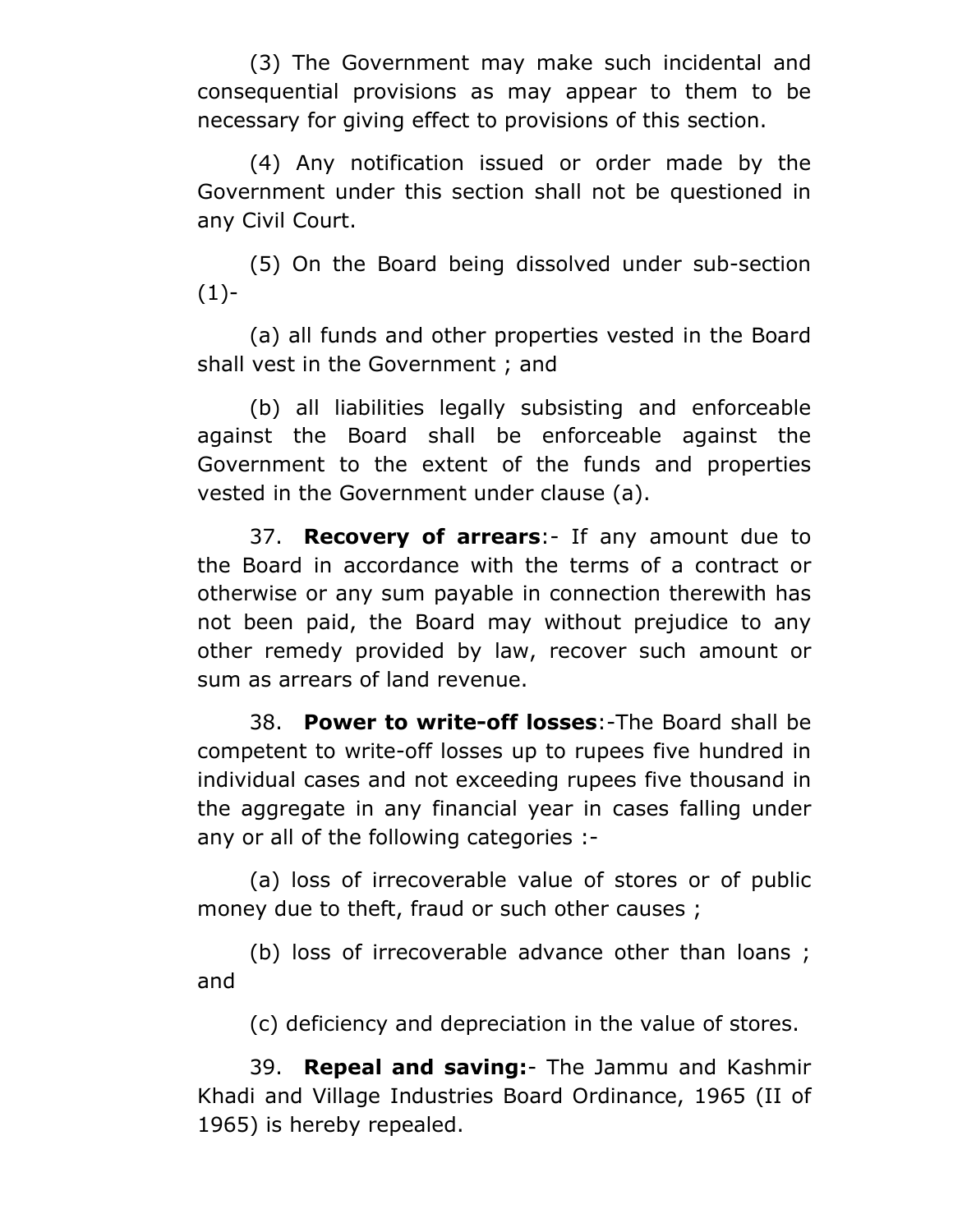(3) The Government may make such incidental and consequential provisions as may appear to them to be necessary for giving effect to provisions of this section.

(4) Any notification issued or order made by the Government under this section shall not be questioned in any Civil Court.

(5) On the Board being dissolved under sub-section (1)-

(a) all funds and other properties vested in the Board shall vest in the Government ; and

(b) all liabilities legally subsisting and enforceable against the Board shall be enforceable against the Government to the extent of the funds and properties vested in the Government under clause (a).

37. **Recovery of arrears**:- If any amount due to the Board in accordance with the terms of a contract or otherwise or any sum payable in connection therewith has not been paid, the Board may without prejudice to any other remedy provided by law, recover such amount or sum as arrears of land revenue.

38. **Power to write-off losses**:-The Board shall be competent to write-off losses up to rupees five hundred in individual cases and not exceeding rupees five thousand in the aggregate in any financial year in cases falling under any or all of the following categories :-

(a) loss of irrecoverable value of stores or of public money due to theft, fraud or such other causes ;

(b) loss of irrecoverable advance other than loans ; and

(c) deficiency and depreciation in the value of stores.

39. **Repeal and saving:**- The Jammu and Kashmir Khadi and Village Industries Board Ordinance, 1965 (II of 1965) is hereby repealed.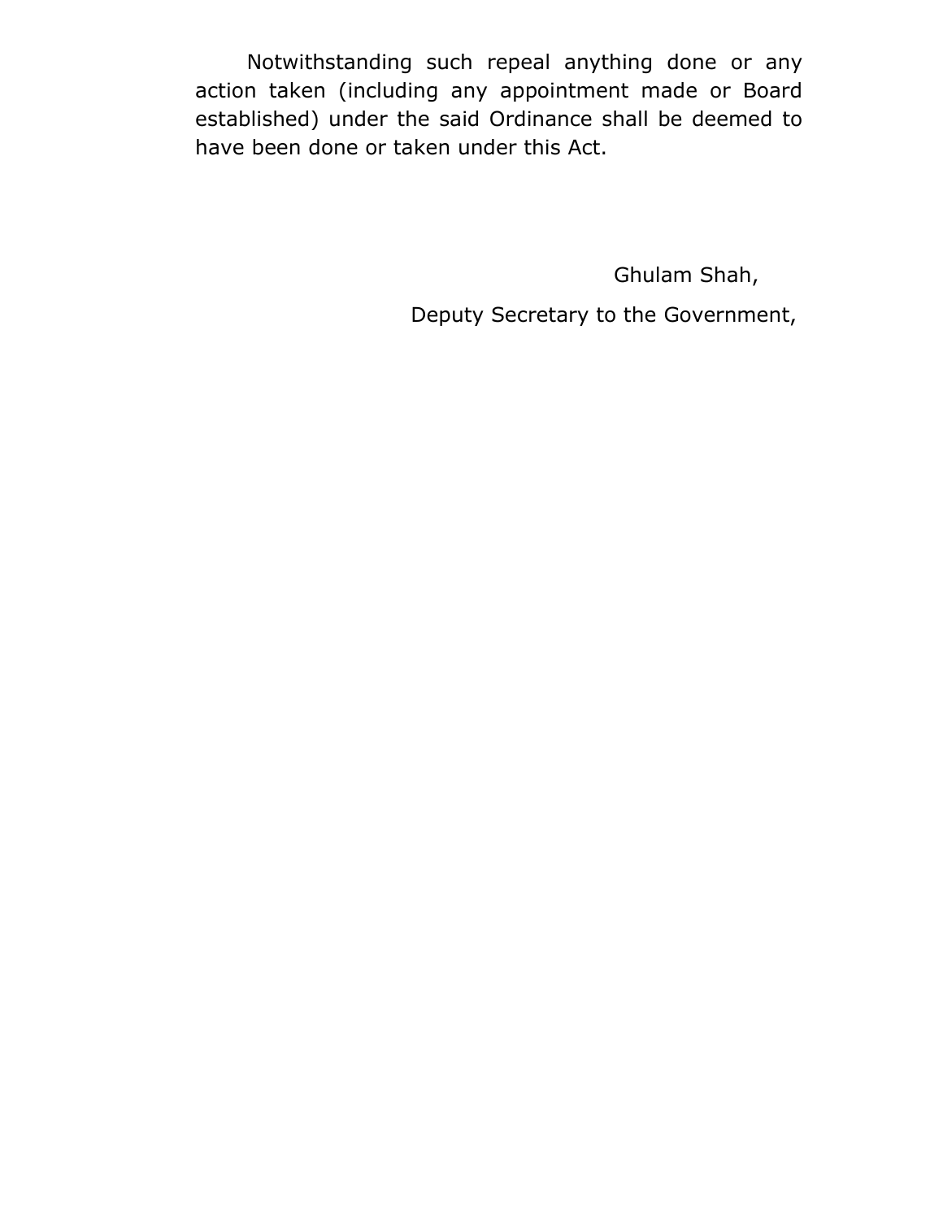Notwithstanding such repeal anything done or any action taken (including any appointment made or Board established) under the said Ordinance shall be deemed to have been done or taken under this Act.

Ghulam Shah,

Deputy Secretary to the Government,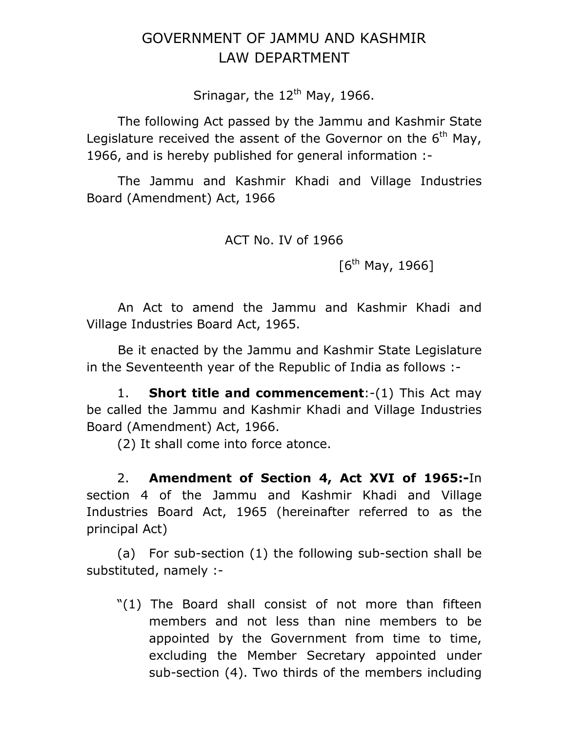# GOVERNMENT OF JAMMU AND KASHMIR
## LAW DEPARTMENT

Srinagar, the 12th May, 1966.

The following Act passed by the Jammu and Kashmir State Legislature received the assent of the Governor on the 6th May, 1966, and is hereby published for general information :-

The Jammu and Kashmir Khadi and Village Industries Board (Amendment) Act, 1966

ACT No. IV of 1966

[6th May, 1966]

An Act to amend the Jammu and Kashmir Khadi and Village Industries Board Act, 1965.

Be it enacted by the Jammu and Kashmir State Legislature in the Seventeenth year of the Republic of India as follows :-

1. **Short title and commencement**:-(1) This Act may be called the Jammu and Kashmir Khadi and Village Industries Board (Amendment) Act, 1966.

(2) It shall come into force atonce.

2. **Amendment of Section 4, Act XVI of 1965:-**In section 4 of the Jammu and Kashmir Khadi and Village Industries Board Act, 1965 (hereinafter referred to as the principal Act)

(a) For sub-section (1) the following sub-section shall be substituted, namely :-

"(1) The Board shall consist of not more than fifteen members and not less than nine members to be appointed by the Government from time to time, excluding the Member Secretary appointed under sub-section (4). Two thirds of the members including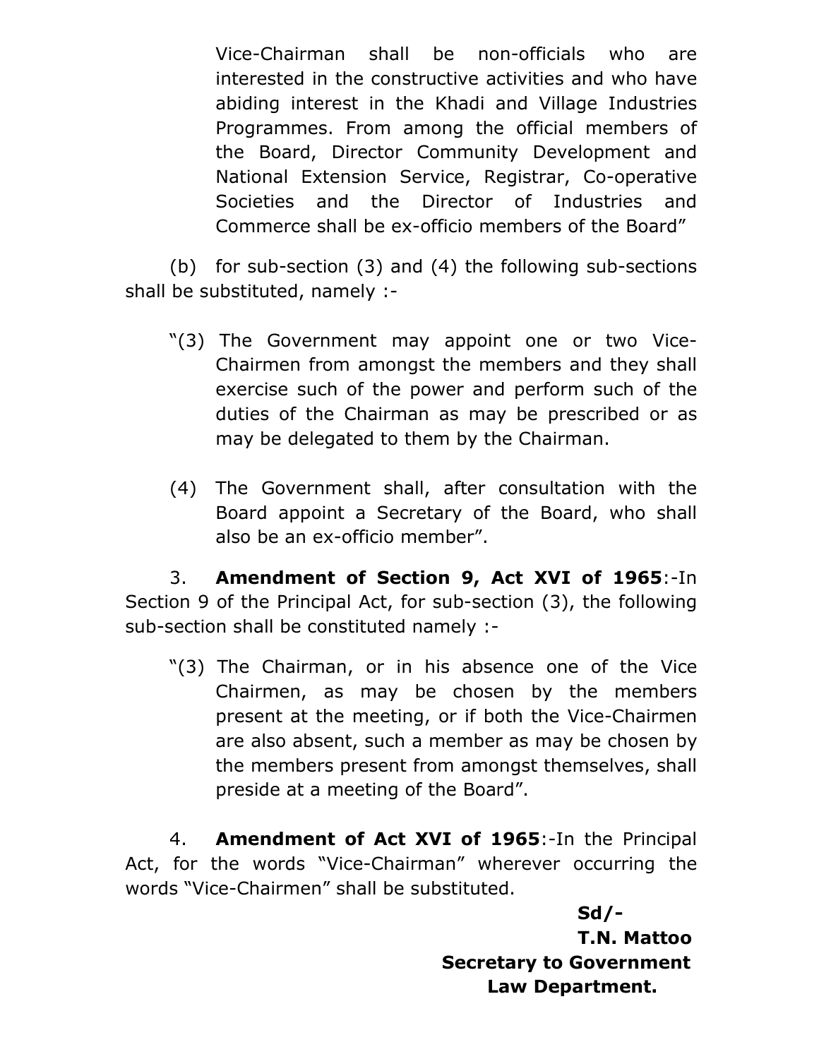Vice-Chairman shall be non-officials who are interested in the constructive activities and who have abiding interest in the Khadi and Village Industries Programmes. From among the official members of the Board, Director Community Development and National Extension Service, Registrar, Co-operative Societies and the Director of Industries and Commerce shall be ex-officio members of the Board"

(b) for sub-section (3) and (4) the following sub-sections shall be substituted, namely :-

"(3) The Government may appoint one or two Vice-Chairmen from amongst the members and they shall exercise such of the power and perform such of the duties of the Chairman as may be prescribed or as may be delegated to them by the Chairman.

(4) The Government shall, after consultation with the Board appoint a Secretary of the Board, who shall also be an ex-officio member".

3. **Amendment of Section 9, Act XVI of 1965**:-In Section 9 of the Principal Act, for sub-section (3), the following sub-section shall be constituted namely :-

"(3) The Chairman, or in his absence one of the Vice Chairmen, as may be chosen by the members present at the meeting, or if both the Vice-Chairmen are also absent, such a member as may be chosen by the members present from amongst themselves, shall preside at a meeting of the Board".

4. **Amendment of Act XVI of 1965**:-In the Principal Act, for the words "Vice-Chairman" wherever occurring the words "Vice-Chairmen" shall be substituted.

**Sd/-**
**T.N. Mattoo**
**Secretary to Government**
**Law Department.**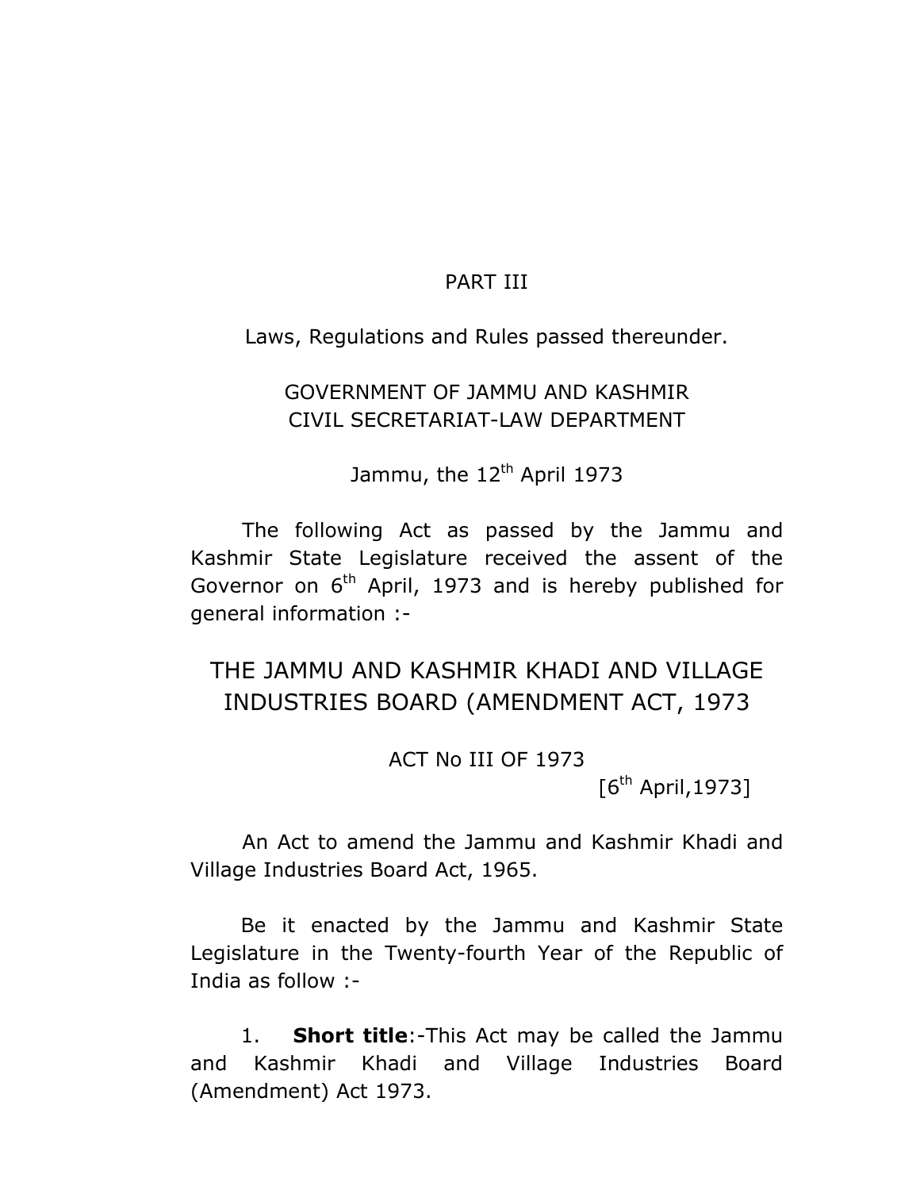PART III

Laws, Regulations and Rules passed thereunder.

GOVERNMENT OF JAMMU AND KASHMIR
CIVIL SECRETARIAT-LAW DEPARTMENT

Jammu, the 12th April 1973

The following Act as passed by the Jammu and Kashmir State Legislature received the assent of the Governor on 6th April, 1973 and is hereby published for general information :-

# THE JAMMU AND KASHMIR KHADI AND VILLAGE INDUSTRIES BOARD (AMENDMENT ACT, 1973

ACT No III OF 1973

[6th April,1973]

An Act to amend the Jammu and Kashmir Khadi and Village Industries Board Act, 1965.

Be it enacted by the Jammu and Kashmir State Legislature in the Twenty-fourth Year of the Republic of India as follow :-

1. **Short title**:-This Act may be called the Jammu and Kashmir Khadi and Village Industries Board (Amendment) Act 1973.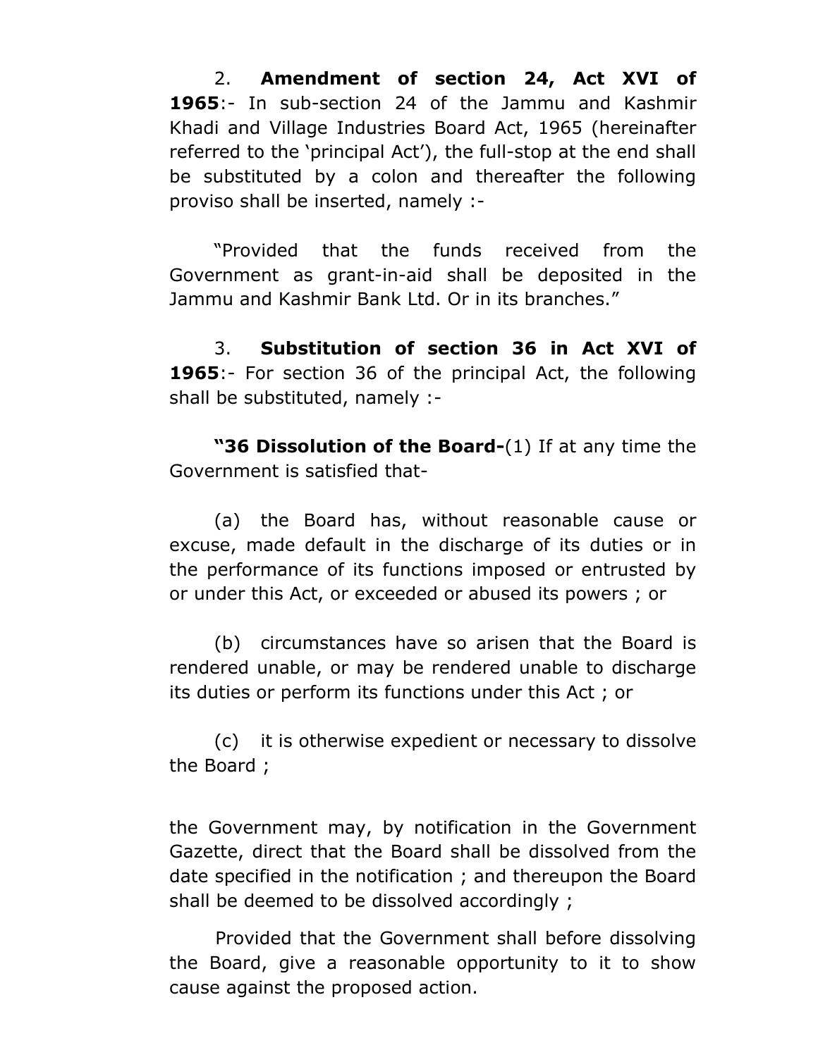2. **Amendment of section 24, Act XVI of 1965**:- In sub-section 24 of the Jammu and Kashmir Khadi and Village Industries Board Act, 1965 (hereinafter referred to the 'principal Act'), the full-stop at the end shall be substituted by a colon and thereafter the following proviso shall be inserted, namely :-

"Provided that the funds received from the Government as grant-in-aid shall be deposited in the Jammu and Kashmir Bank Ltd. Or in its branches."

3. **Substitution of section 36 in Act XVI of 1965**:- For section 36 of the principal Act, the following shall be substituted, namely :-

**"36 Dissolution of the Board-**(1) If at any time the Government is satisfied that-

(a) the Board has, without reasonable cause or excuse, made default in the discharge of its duties or in the performance of its functions imposed or entrusted by or under this Act, or exceeded or abused its powers ; or

(b) circumstances have so arisen that the Board is rendered unable, or may be rendered unable to discharge its duties or perform its functions under this Act ; or

(c) it is otherwise expedient or necessary to dissolve the Board ;

the Government may, by notification in the Government Gazette, direct that the Board shall be dissolved from the date specified in the notification ; and thereupon the Board shall be deemed to be dissolved accordingly ;

Provided that the Government shall before dissolving the Board, give a reasonable opportunity to it to show cause against the proposed action.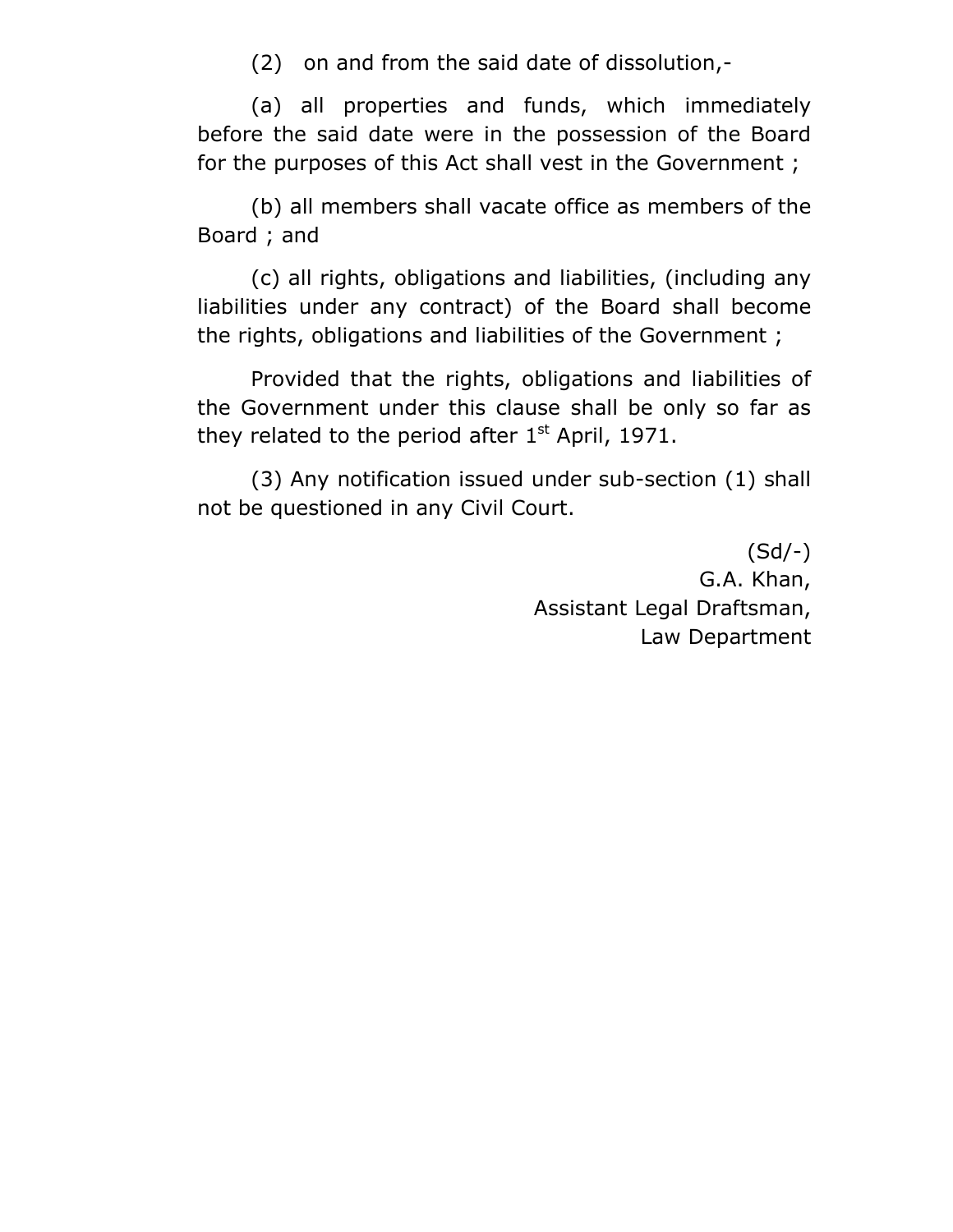(2) on and from the said date of dissolution,-

(a) all properties and funds, which immediately before the said date were in the possession of the Board for the purposes of this Act shall vest in the Government ;

(b) all members shall vacate office as members of the Board ; and

(c) all rights, obligations and liabilities, (including any liabilities under any contract) of the Board shall become the rights, obligations and liabilities of the Government ;

Provided that the rights, obligations and liabilities of the Government under this clause shall be only so far as they related to the period after 1st April, 1971.

(3) Any notification issued under sub-section (1) shall not be questioned in any Civil Court.

(Sd/-)
G.A. Khan,
Assistant Legal Draftsman,
Law Department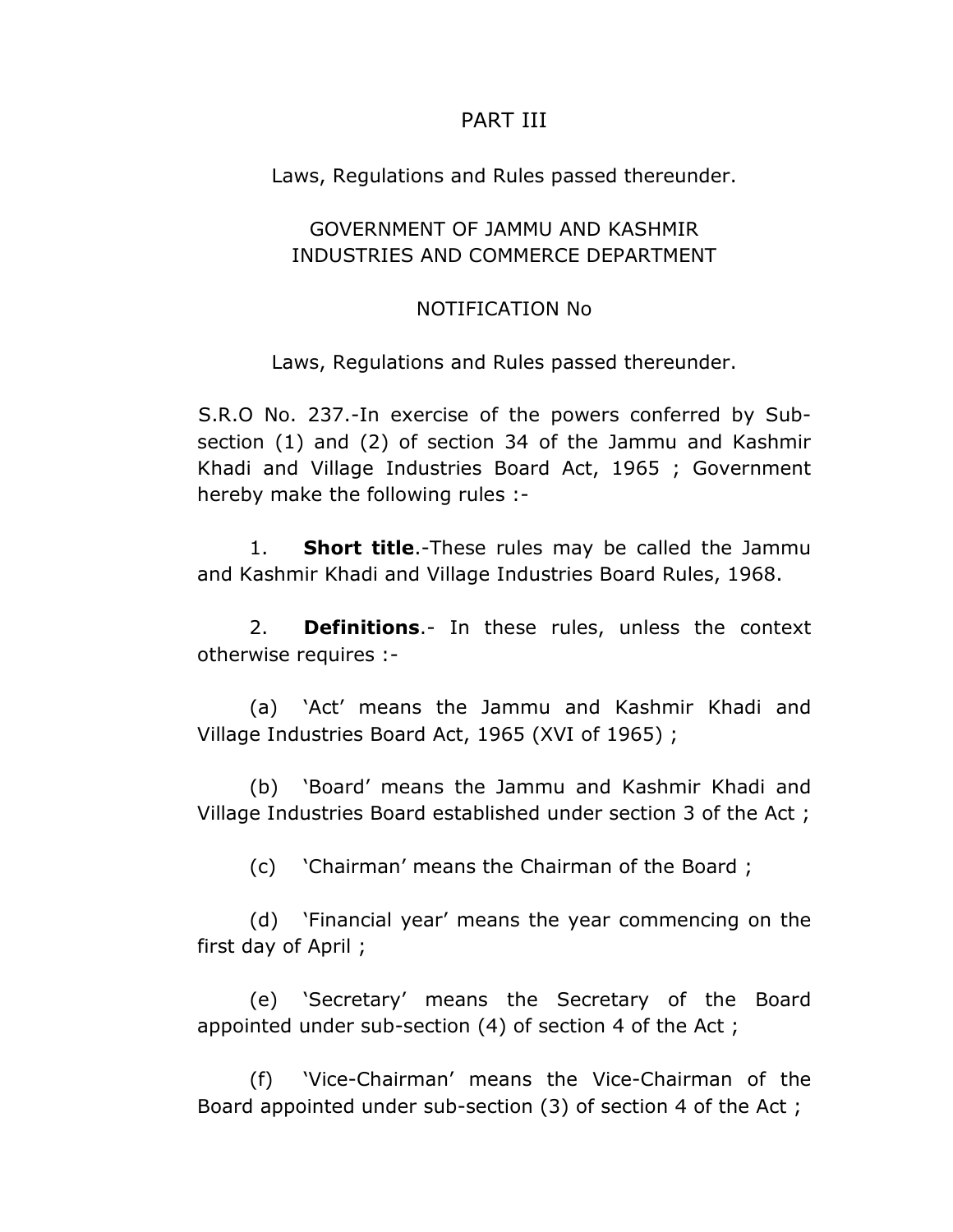PART III

Laws, Regulations and Rules passed thereunder.

GOVERNMENT OF JAMMU AND KASHMIR
INDUSTRIES AND COMMERCE DEPARTMENT

NOTIFICATION No

Laws, Regulations and Rules passed thereunder.

S.R.O No. 237.-In exercise of the powers conferred by Sub-section (1) and (2) of section 34 of the Jammu and Kashmir Khadi and Village Industries Board Act, 1965 ; Government hereby make the following rules :-

1. **Short title**.-These rules may be called the Jammu and Kashmir Khadi and Village Industries Board Rules, 1968.

2. **Definitions**.- In these rules, unless the context otherwise requires :-

(a) 'Act' means the Jammu and Kashmir Khadi and Village Industries Board Act, 1965 (XVI of 1965) ;

(b) 'Board' means the Jammu and Kashmir Khadi and Village Industries Board established under section 3 of the Act ;

(c) 'Chairman' means the Chairman of the Board ;

(d) 'Financial year' means the year commencing on the first day of April ;

(e) 'Secretary' means the Secretary of the Board appointed under sub-section (4) of section 4 of the Act ;

(f) 'Vice-Chairman' means the Vice-Chairman of the Board appointed under sub-section (3) of section 4 of the Act ;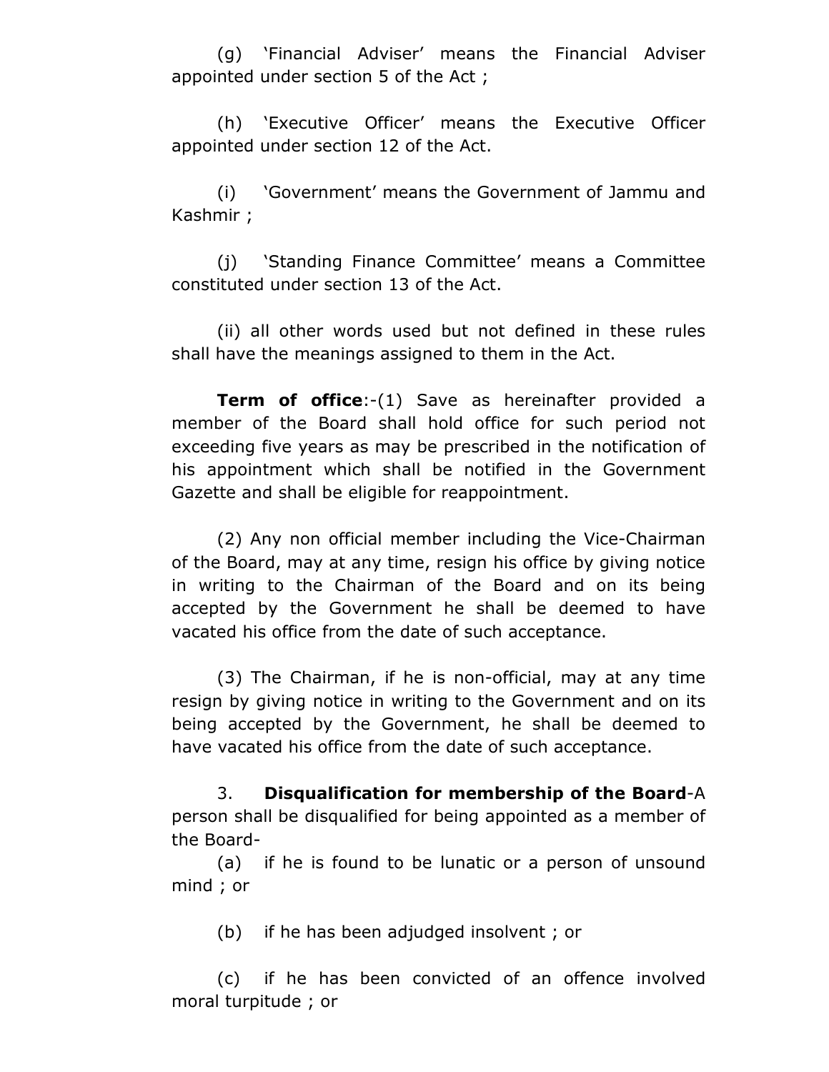(g) 'Financial Adviser' means the Financial Adviser appointed under section 5 of the Act ;

(h) 'Executive Officer' means the Executive Officer appointed under section 12 of the Act.

(i) 'Government' means the Government of Jammu and Kashmir ;

(j) 'Standing Finance Committee' means a Committee constituted under section 13 of the Act.

(ii) all other words used but not defined in these rules shall have the meanings assigned to them in the Act.

**Term of office**:-(1) Save as hereinafter provided a member of the Board shall hold office for such period not exceeding five years as may be prescribed in the notification of his appointment which shall be notified in the Government Gazette and shall be eligible for reappointment.

(2) Any non official member including the Vice-Chairman of the Board, may at any time, resign his office by giving notice in writing to the Chairman of the Board and on its being accepted by the Government he shall be deemed to have vacated his office from the date of such acceptance.

(3) The Chairman, if he is non-official, may at any time resign by giving notice in writing to the Government and on its being accepted by the Government, he shall be deemed to have vacated his office from the date of such acceptance.

3. **Disqualification for membership of the Board**-A person shall be disqualified for being appointed as a member of the Board-

(a) if he is found to be lunatic or a person of unsound mind ; or

(b) if he has been adjudged insolvent ; or

(c) if he has been convicted of an offence involved moral turpitude ; or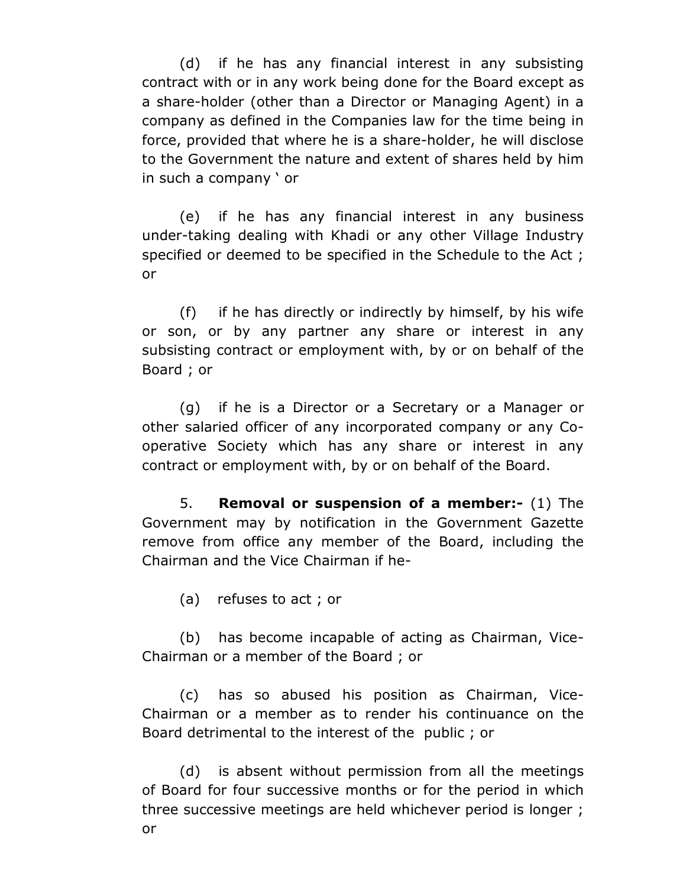(d) if he has any financial interest in any subsisting contract with or in any work being done for the Board except as a share-holder (other than a Director or Managing Agent) in a company as defined in the Companies law for the time being in force, provided that where he is a share-holder, he will disclose to the Government the nature and extent of shares held by him in such a company ' or

(e) if he has any financial interest in any business under-taking dealing with Khadi or any other Village Industry specified or deemed to be specified in the Schedule to the Act ; or

(f) if he has directly or indirectly by himself, by his wife or son, or by any partner any share or interest in any subsisting contract or employment with, by or on behalf of the Board ; or

(g) if he is a Director or a Secretary or a Manager or other salaried officer of any incorporated company or any Co-operative Society which has any share or interest in any contract or employment with, by or on behalf of the Board.

5. **Removal or suspension of a member:-** (1) The Government may by notification in the Government Gazette remove from office any member of the Board, including the Chairman and the Vice Chairman if he-

(a) refuses to act ; or

(b) has become incapable of acting as Chairman, Vice-Chairman or a member of the Board ; or

(c) has so abused his position as Chairman, Vice-Chairman or a member as to render his continuance on the Board detrimental to the interest of the public ; or

(d) is absent without permission from all the meetings of Board for four successive months or for the period in which three successive meetings are held whichever period is longer ; or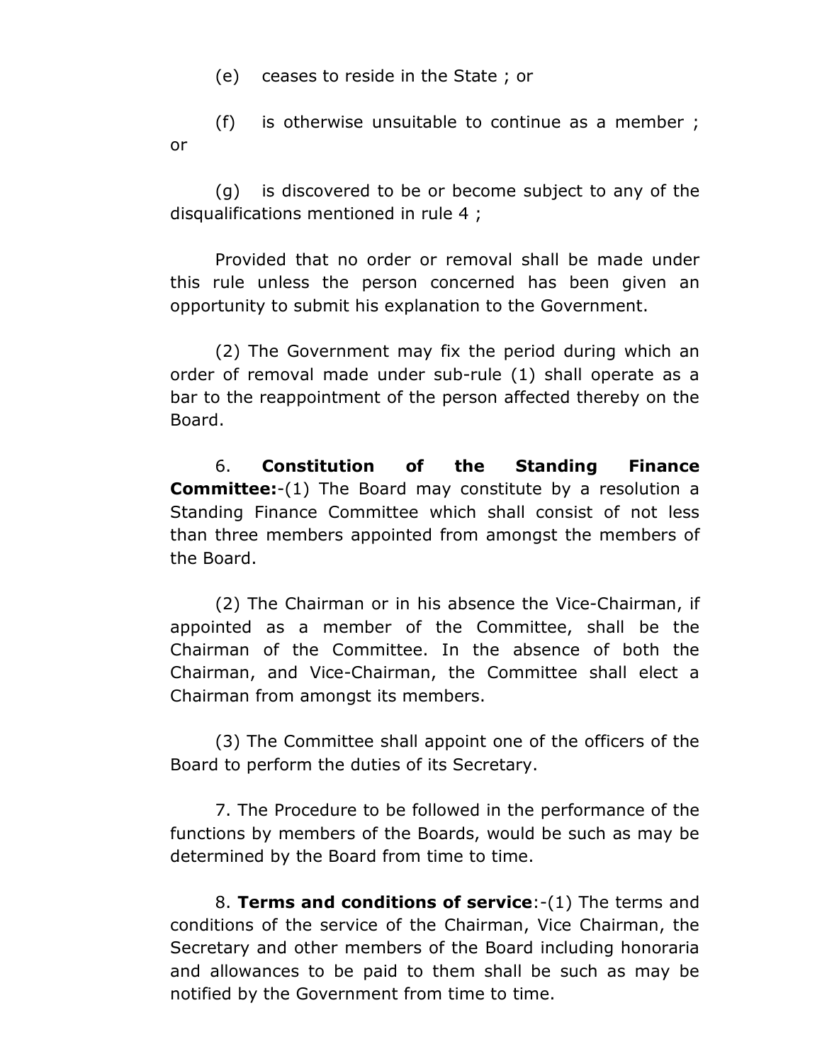(e) ceases to reside in the State ; or

(f) is otherwise unsuitable to continue as a member ; or

(g) is discovered to be or become subject to any of the disqualifications mentioned in rule 4 ;

Provided that no order or removal shall be made under this rule unless the person concerned has been given an opportunity to submit his explanation to the Government.

(2) The Government may fix the period during which an order of removal made under sub-rule (1) shall operate as a bar to the reappointment of the person affected thereby on the Board.

6. **Constitution of the Standing Finance Committee:**-(1) The Board may constitute by a resolution a Standing Finance Committee which shall consist of not less than three members appointed from amongst the members of the Board.

(2) The Chairman or in his absence the Vice-Chairman, if appointed as a member of the Committee, shall be the Chairman of the Committee. In the absence of both the Chairman, and Vice-Chairman, the Committee shall elect a Chairman from amongst its members.

(3) The Committee shall appoint one of the officers of the Board to perform the duties of its Secretary.

7. The Procedure to be followed in the performance of the functions by members of the Boards, would be such as may be determined by the Board from time to time.

8. **Terms and conditions of service**:-(1) The terms and conditions of the service of the Chairman, Vice Chairman, the Secretary and other members of the Board including honoraria and allowances to be paid to them shall be such as may be notified by the Government from time to time.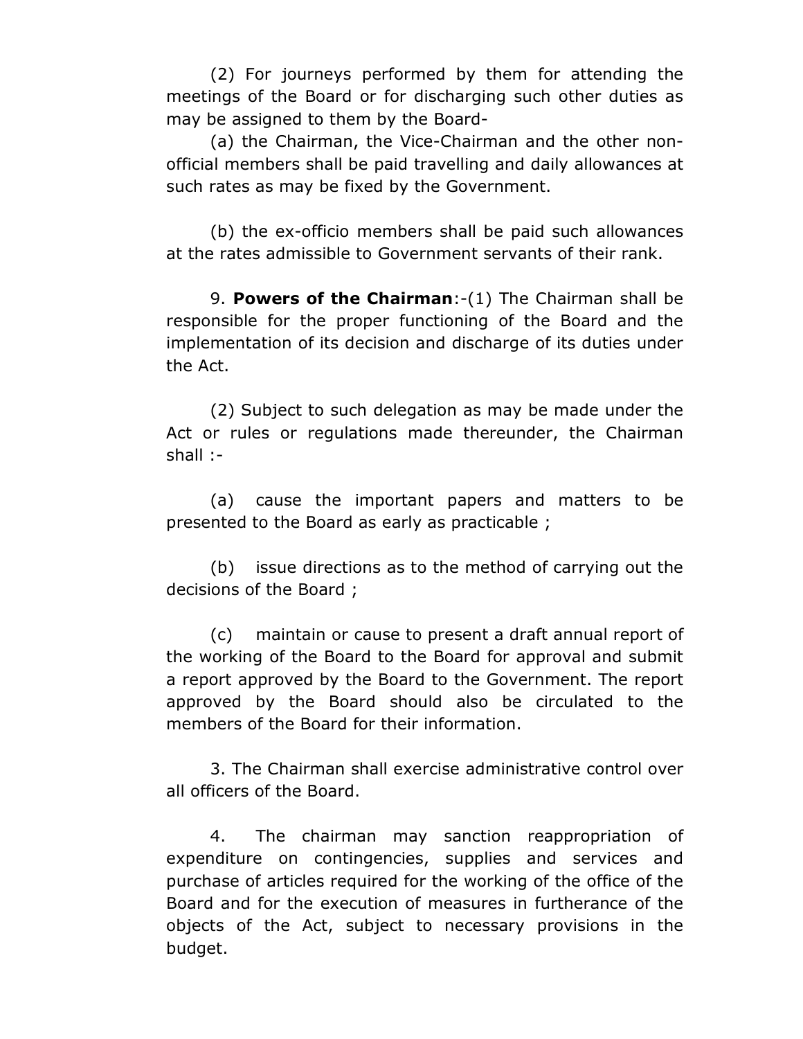(2) For journeys performed by them for attending the meetings of the Board or for discharging such other duties as may be assigned to them by the Board-

(a) the Chairman, the Vice-Chairman and the other non-official members shall be paid travelling and daily allowances at such rates as may be fixed by the Government.

(b) the ex-officio members shall be paid such allowances at the rates admissible to Government servants of their rank.

9. **Powers of the Chairman**:-(1) The Chairman shall be responsible for the proper functioning of the Board and the implementation of its decision and discharge of its duties under the Act.

(2) Subject to such delegation as may be made under the Act or rules or regulations made thereunder, the Chairman shall :-

(a) cause the important papers and matters to be presented to the Board as early as practicable ;

(b) issue directions as to the method of carrying out the decisions of the Board ;

(c) maintain or cause to present a draft annual report of the working of the Board to the Board for approval and submit a report approved by the Board to the Government. The report approved by the Board should also be circulated to the members of the Board for their information.

3. The Chairman shall exercise administrative control over all officers of the Board.

4. The chairman may sanction reappropriation of expenditure on contingencies, supplies and services and purchase of articles required for the working of the office of the Board and for the execution of measures in furtherance of the objects of the Act, subject to necessary provisions in the budget.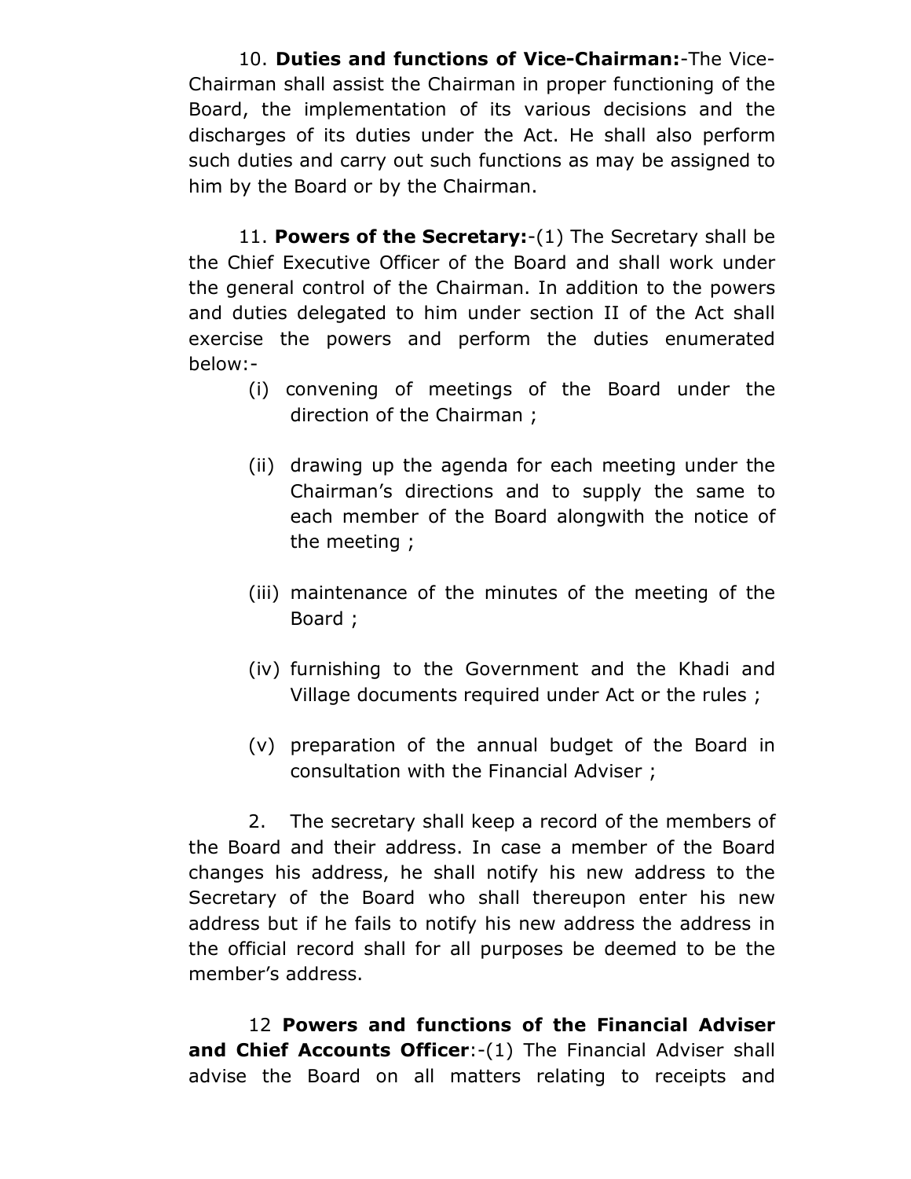10. **Duties and functions of Vice-Chairman:**-The Vice-Chairman shall assist the Chairman in proper functioning of the Board, the implementation of its various decisions and the discharges of its duties under the Act. He shall also perform such duties and carry out such functions as may be assigned to him by the Board or by the Chairman.

11. **Powers of the Secretary:**-(1) The Secretary shall be the Chief Executive Officer of the Board and shall work under the general control of the Chairman. In addition to the powers and duties delegated to him under section II of the Act shall exercise the powers and perform the duties enumerated below:-

(i) convening of meetings of the Board under the direction of the Chairman ;

(ii) drawing up the agenda for each meeting under the Chairman's directions and to supply the same to each member of the Board alongwith the notice of the meeting ;

(iii) maintenance of the minutes of the meeting of the Board ;

(iv) furnishing to the Government and the Khadi and Village documents required under Act or the rules ;

(v) preparation of the annual budget of the Board in consultation with the Financial Adviser ;

2. The secretary shall keep a record of the members of the Board and their address. In case a member of the Board changes his address, he shall notify his new address to the Secretary of the Board who shall thereupon enter his new address but if he fails to notify his new address the address in the official record shall for all purposes be deemed to be the member's address.

12 **Powers and functions of the Financial Adviser and Chief Accounts Officer**:-(1) The Financial Adviser shall advise the Board on all matters relating to receipts and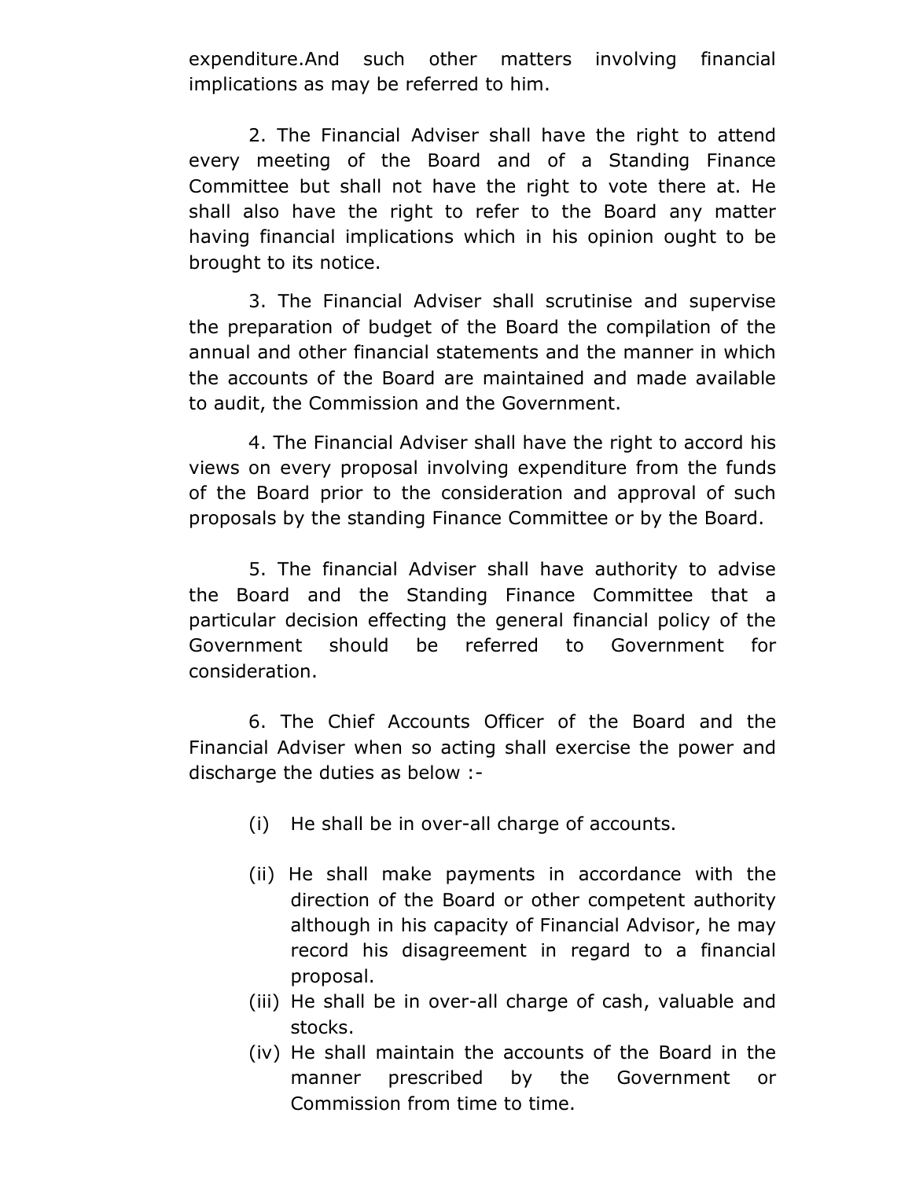expenditure.And such other matters involving financial implications as may be referred to him.

2. The Financial Adviser shall have the right to attend every meeting of the Board and of a Standing Finance Committee but shall not have the right to vote there at. He shall also have the right to refer to the Board any matter having financial implications which in his opinion ought to be brought to its notice.

3. The Financial Adviser shall scrutinise and supervise the preparation of budget of the Board the compilation of the annual and other financial statements and the manner in which the accounts of the Board are maintained and made available to audit, the Commission and the Government.

4. The Financial Adviser shall have the right to accord his views on every proposal involving expenditure from the funds of the Board prior to the consideration and approval of such proposals by the standing Finance Committee or by the Board.

5. The financial Adviser shall have authority to advise the Board and the Standing Finance Committee that a particular decision effecting the general financial policy of the Government should be referred to Government for consideration.

6. The Chief Accounts Officer of the Board and the Financial Adviser when so acting shall exercise the power and discharge the duties as below :-

(i) He shall be in over-all charge of accounts.

(ii) He shall make payments in accordance with the direction of the Board or other competent authority although in his capacity of Financial Advisor, he may record his disagreement in regard to a financial proposal.

(iii) He shall be in over-all charge of cash, valuable and stocks.

(iv) He shall maintain the accounts of the Board in the manner prescribed by the Government or Commission from time to time.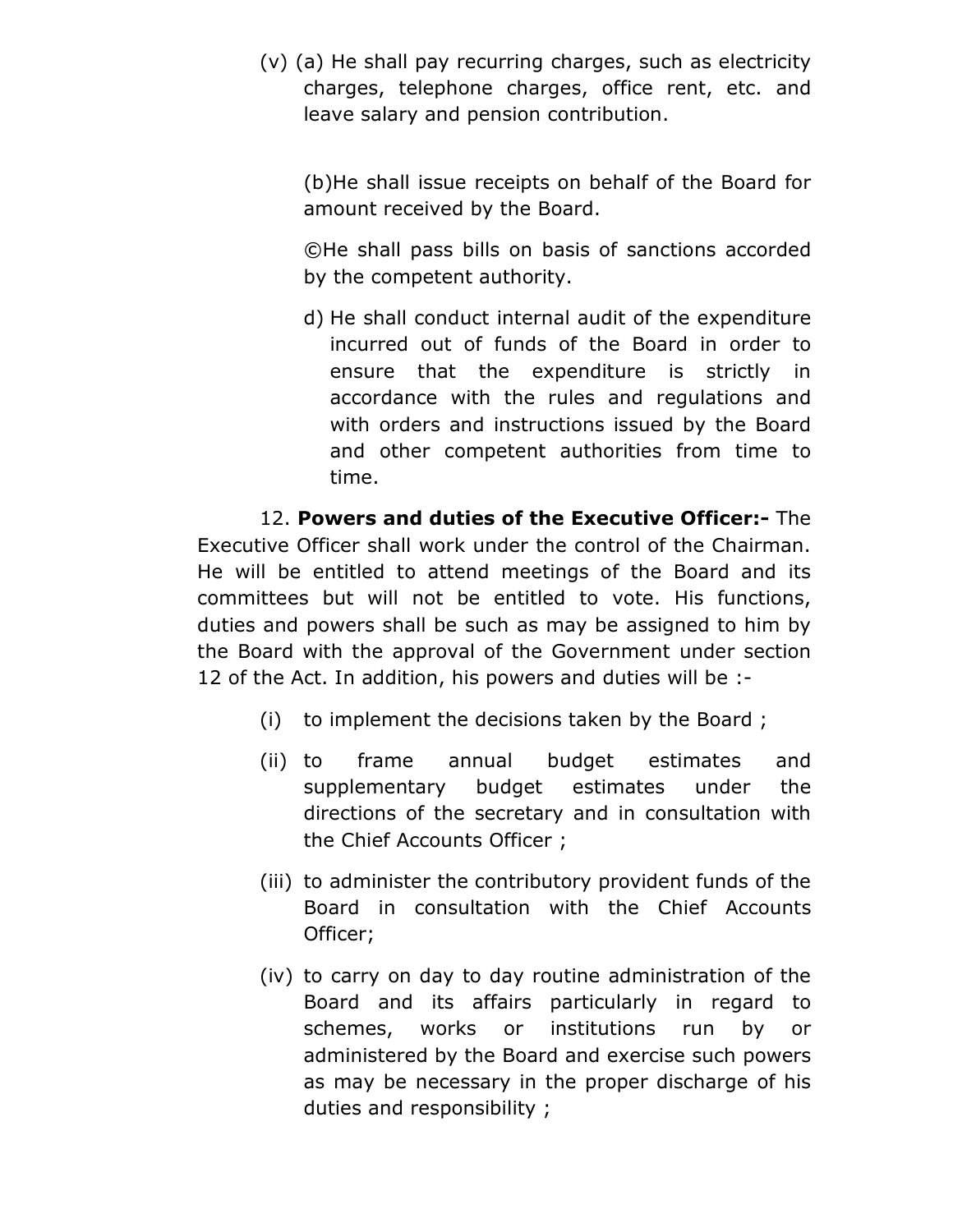(v) (a) He shall pay recurring charges, such as electricity charges, telephone charges, office rent, etc. and leave salary and pension contribution.

(b)He shall issue receipts on behalf of the Board for amount received by the Board.

©He shall pass bills on basis of sanctions accorded by the competent authority.

d) He shall conduct internal audit of the expenditure incurred out of funds of the Board in order to ensure that the expenditure is strictly in accordance with the rules and regulations and with orders and instructions issued by the Board and other competent authorities from time to time.

12. **Powers and duties of the Executive Officer:-** The Executive Officer shall work under the control of the Chairman. He will be entitled to attend meetings of the Board and its committees but will not be entitled to vote. His functions, duties and powers shall be such as may be assigned to him by the Board with the approval of the Government under section 12 of the Act. In addition, his powers and duties will be :-

(i) to implement the decisions taken by the Board ;

(ii) to frame annual budget estimates and supplementary budget estimates under the directions of the secretary and in consultation with the Chief Accounts Officer ;

(iii) to administer the contributory provident funds of the Board in consultation with the Chief Accounts Officer;

(iv) to carry on day to day routine administration of the Board and its affairs particularly in regard to schemes, works or institutions run by or administered by the Board and exercise such powers as may be necessary in the proper discharge of his duties and responsibility ;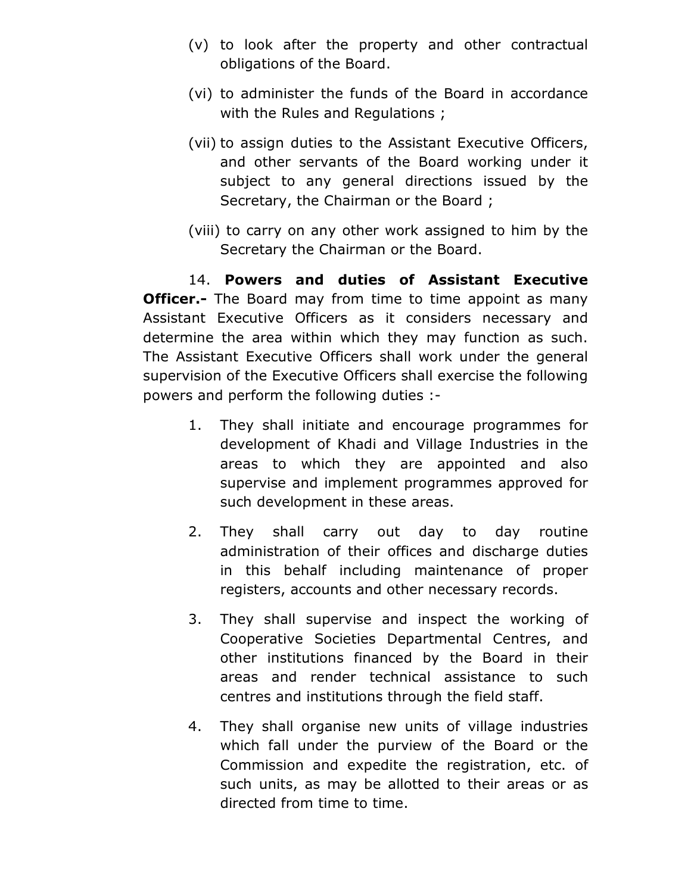(v) to look after the property and other contractual obligations of the Board.

(vi) to administer the funds of the Board in accordance with the Rules and Regulations ;

(vii) to assign duties to the Assistant Executive Officers, and other servants of the Board working under it subject to any general directions issued by the Secretary, the Chairman or the Board ;

(viii) to carry on any other work assigned to him by the Secretary the Chairman or the Board.

14. **Powers and duties of Assistant Executive Officer.-** The Board may from time to time appoint as many Assistant Executive Officers as it considers necessary and determine the area within which they may function as such. The Assistant Executive Officers shall work under the general supervision of the Executive Officers shall exercise the following powers and perform the following duties :-

1. They shall initiate and encourage programmes for development of Khadi and Village Industries in the areas to which they are appointed and also supervise and implement programmes approved for such development in these areas.

2. They shall carry out day to day routine administration of their offices and discharge duties in this behalf including maintenance of proper registers, accounts and other necessary records.

3. They shall supervise and inspect the working of Cooperative Societies Departmental Centres, and other institutions financed by the Board in their areas and render technical assistance to such centres and institutions through the field staff.

4. They shall organise new units of village industries which fall under the purview of the Board or the Commission and expedite the registration, etc. of such units, as may be allotted to their areas or as directed from time to time.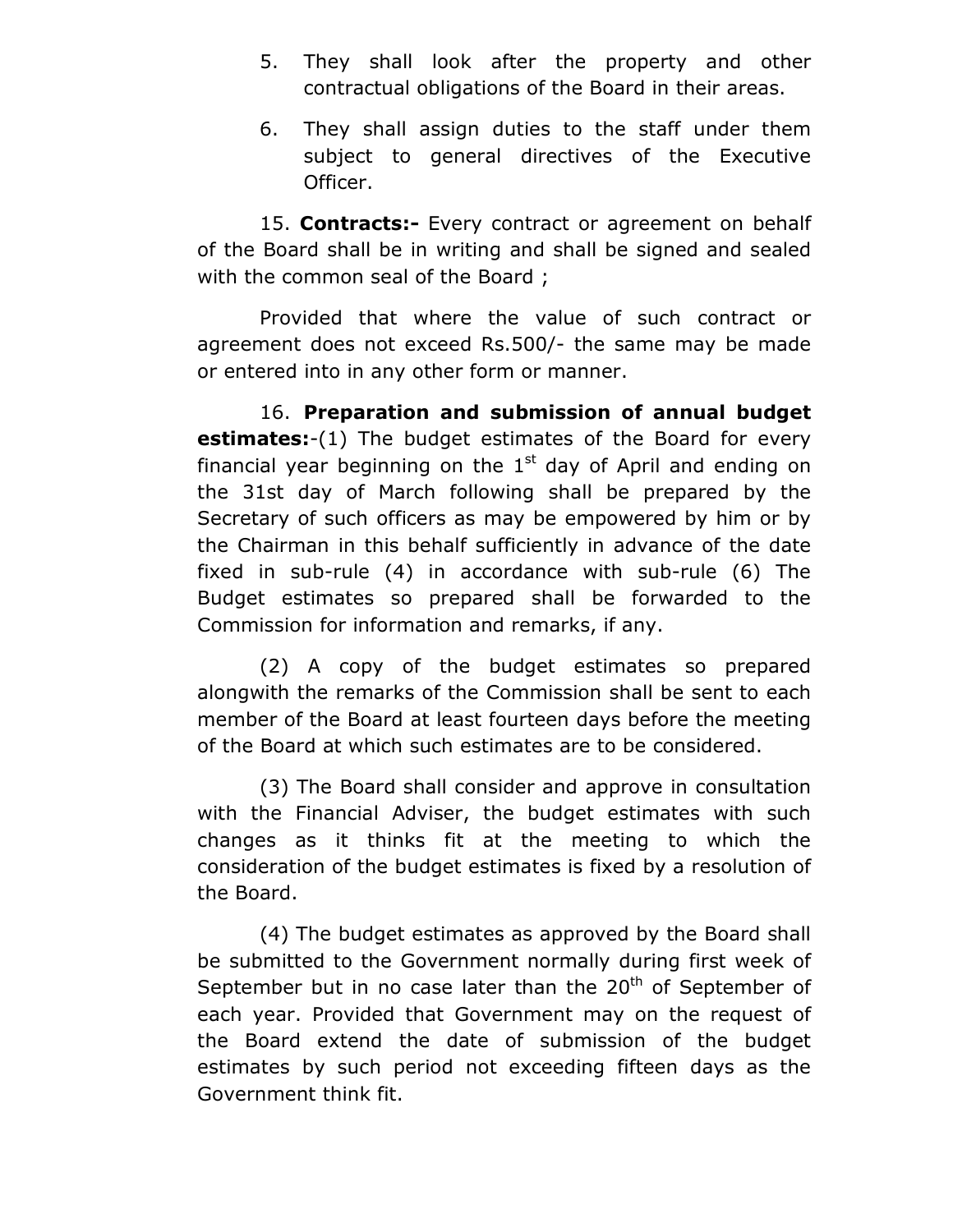5. They shall look after the property and other contractual obligations of the Board in their areas.

6. They shall assign duties to the staff under them subject to general directives of the Executive Officer.

15. **Contracts:-** Every contract or agreement on behalf of the Board shall be in writing and shall be signed and sealed with the common seal of the Board ;

Provided that where the value of such contract or agreement does not exceed Rs.500/- the same may be made or entered into in any other form or manner.

16. **Preparation and submission of annual budget estimates:**-(1) The budget estimates of the Board for every financial year beginning on the 1st day of April and ending on the 31st day of March following shall be prepared by the Secretary of such officers as may be empowered by him or by the Chairman in this behalf sufficiently in advance of the date fixed in sub-rule (4) in accordance with sub-rule (6) The Budget estimates so prepared shall be forwarded to the Commission for information and remarks, if any.

(2) A copy of the budget estimates so prepared alongwith the remarks of the Commission shall be sent to each member of the Board at least fourteen days before the meeting of the Board at which such estimates are to be considered.

(3) The Board shall consider and approve in consultation with the Financial Adviser, the budget estimates with such changes as it thinks fit at the meeting to which the consideration of the budget estimates is fixed by a resolution of the Board.

(4) The budget estimates as approved by the Board shall be submitted to the Government normally during first week of September but in no case later than the 20th of September of each year. Provided that Government may on the request of the Board extend the date of submission of the budget estimates by such period not exceeding fifteen days as the Government think fit.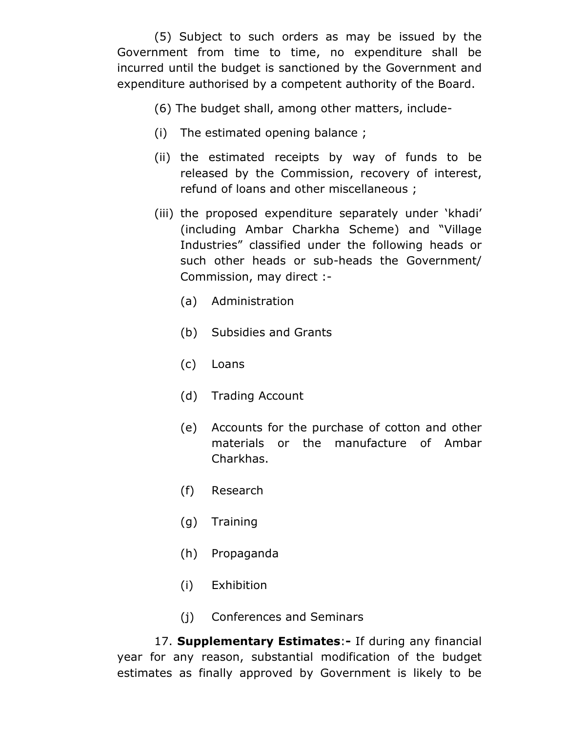(5) Subject to such orders as may be issued by the Government from time to time, no expenditure shall be incurred until the budget is sanctioned by the Government and expenditure authorised by a competent authority of the Board.

(6) The budget shall, among other matters, include-

(i) The estimated opening balance ;

(ii) the estimated receipts by way of funds to be released by the Commission, recovery of interest, refund of loans and other miscellaneous ;

(iii) the proposed expenditure separately under 'khadi' (including Ambar Charkha Scheme) and "Village Industries" classified under the following heads or such other heads or sub-heads the Government/ Commission, may direct :-

(a) Administration

(b) Subsidies and Grants

(c) Loans

(d) Trading Account

(e) Accounts for the purchase of cotton and other materials or the manufacture of Ambar Charkhas.

(f) Research

(g) Training

(h) Propaganda

(i) Exhibition

(j) Conferences and Seminars

17. **Supplementary Estimates**:**-** If during any financial year for any reason, substantial modification of the budget estimates as finally approved by Government is likely to be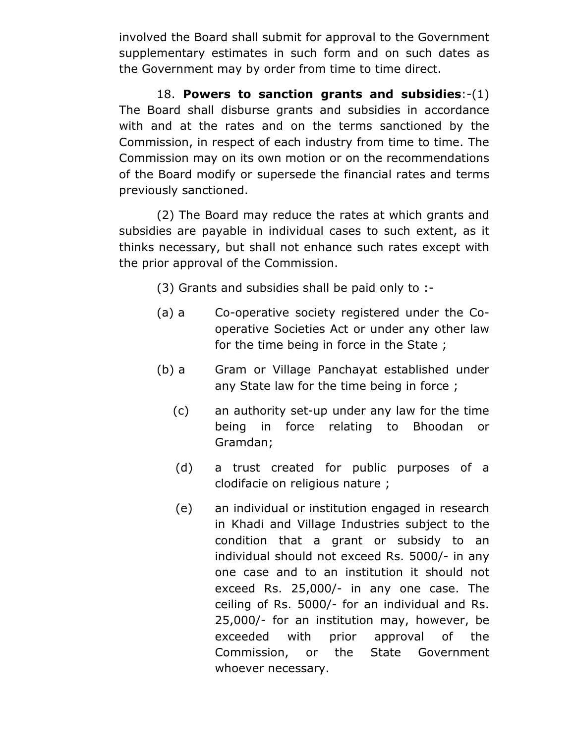involved the Board shall submit for approval to the Government supplementary estimates in such form and on such dates as the Government may by order from time to time direct.

18. **Powers to sanction grants and subsidies**:-(1) The Board shall disburse grants and subsidies in accordance with and at the rates and on the terms sanctioned by the Commission, in respect of each industry from time to time. The Commission may on its own motion or on the recommendations of the Board modify or supersede the financial rates and terms previously sanctioned.

(2) The Board may reduce the rates at which grants and subsidies are payable in individual cases to such extent, as it thinks necessary, but shall not enhance such rates except with the prior approval of the Commission.

(3) Grants and subsidies shall be paid only to :-

(a) a Co-operative society registered under the Co-operative Societies Act or under any other law for the time being in force in the State ;

(b) a Gram or Village Panchayat established under any State law for the time being in force ;

(c) an authority set-up under any law for the time being in force relating to Bhoodan or Gramdan;

(d) a trust created for public purposes of a clodifacie on religious nature ;

(e) an individual or institution engaged in research in Khadi and Village Industries subject to the condition that a grant or subsidy to an individual should not exceed Rs. 5000/- in any one case and to an institution it should not exceed Rs. 25,000/- in any one case. The ceiling of Rs. 5000/- for an individual and Rs. 25,000/- for an institution may, however, be exceeded with prior approval of the Commission, or the State Government whoever necessary.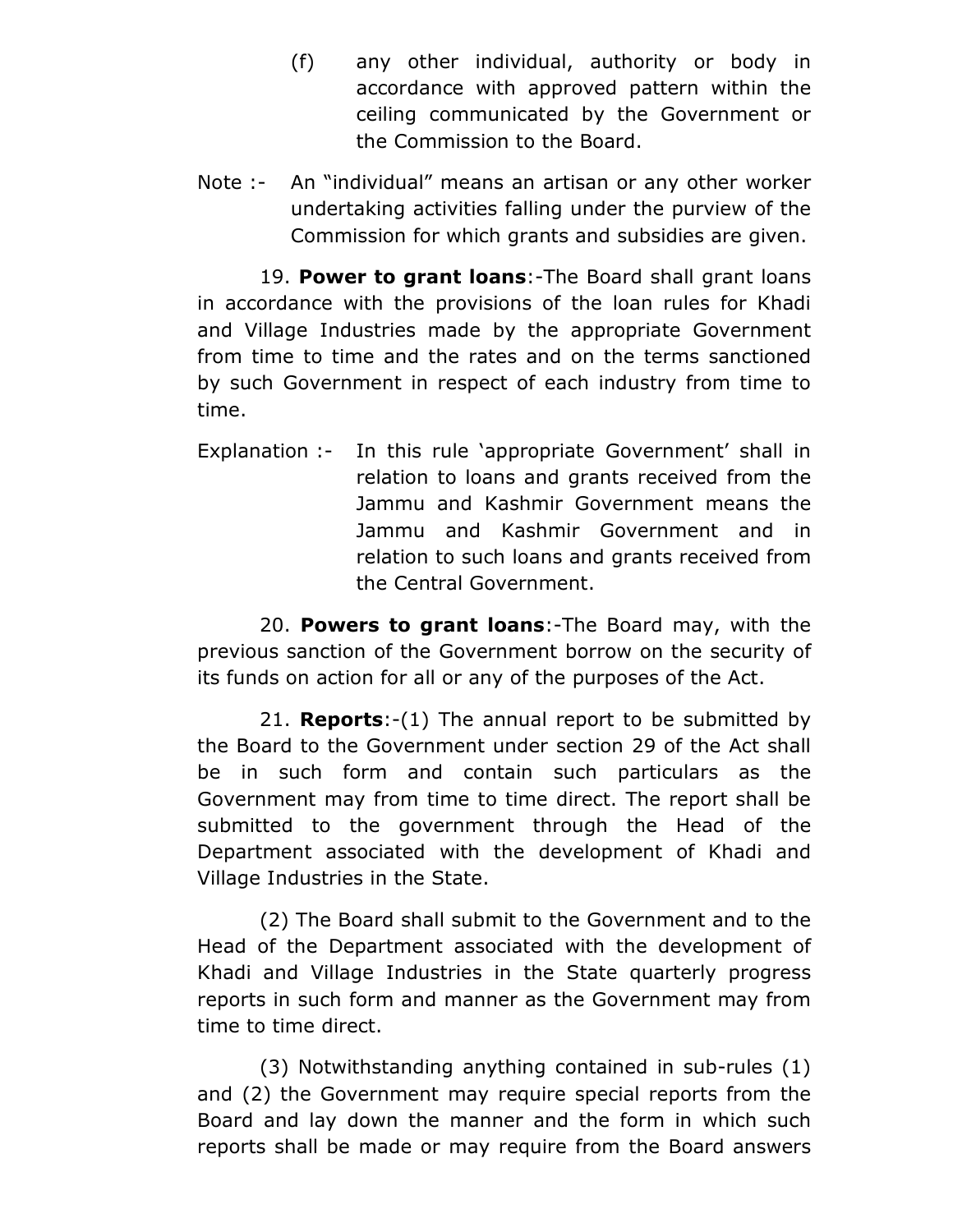(f) any other individual, authority or body in accordance with approved pattern within the ceiling communicated by the Government or the Commission to the Board.

Note :- An "individual" means an artisan or any other worker undertaking activities falling under the purview of the Commission for which grants and subsidies are given.

19. **Power to grant loans**:-The Board shall grant loans in accordance with the provisions of the loan rules for Khadi and Village Industries made by the appropriate Government from time to time and the rates and on the terms sanctioned by such Government in respect of each industry from time to time.

Explanation :- In this rule 'appropriate Government' shall in relation to loans and grants received from the Jammu and Kashmir Government means the Jammu and Kashmir Government and in relation to such loans and grants received from the Central Government.

20. **Powers to grant loans**:-The Board may, with the previous sanction of the Government borrow on the security of its funds on action for all or any of the purposes of the Act.

21. **Reports**:-(1) The annual report to be submitted by the Board to the Government under section 29 of the Act shall be in such form and contain such particulars as the Government may from time to time direct. The report shall be submitted to the government through the Head of the Department associated with the development of Khadi and Village Industries in the State.

(2) The Board shall submit to the Government and to the Head of the Department associated with the development of Khadi and Village Industries in the State quarterly progress reports in such form and manner as the Government may from time to time direct.

(3) Notwithstanding anything contained in sub-rules (1) and (2) the Government may require special reports from the Board and lay down the manner and the form in which such reports shall be made or may require from the Board answers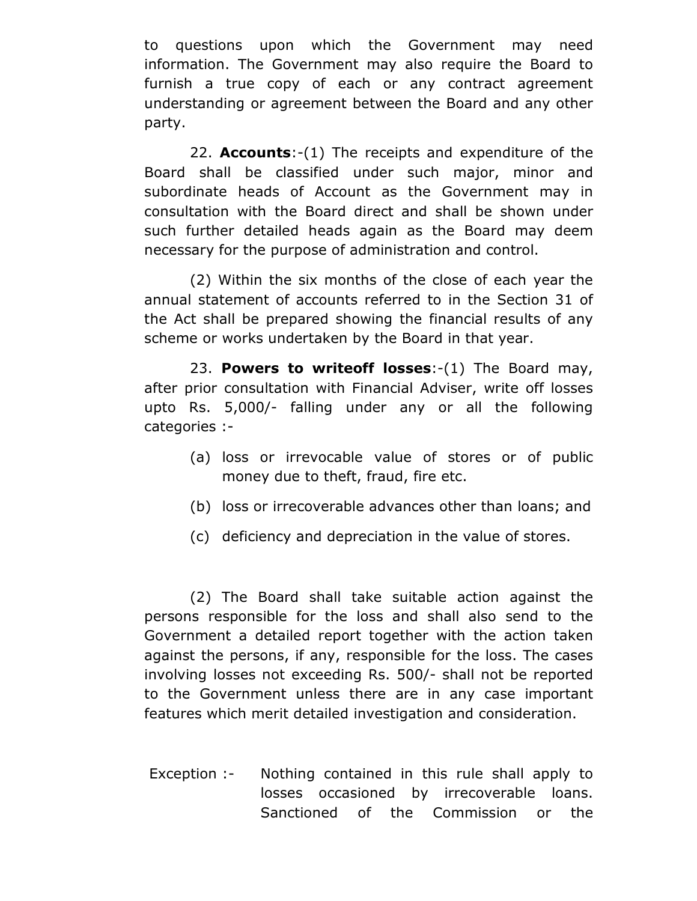to questions upon which the Government may need information. The Government may also require the Board to furnish a true copy of each or any contract agreement understanding or agreement between the Board and any other party.

22. **Accounts**:-(1) The receipts and expenditure of the Board shall be classified under such major, minor and subordinate heads of Account as the Government may in consultation with the Board direct and shall be shown under such further detailed heads again as the Board may deem necessary for the purpose of administration and control.

(2) Within the six months of the close of each year the annual statement of accounts referred to in the Section 31 of the Act shall be prepared showing the financial results of any scheme or works undertaken by the Board in that year.

23. **Powers to writeoff losses**:-(1) The Board may, after prior consultation with Financial Adviser, write off losses upto Rs. 5,000/- falling under any or all the following categories :-

(a) loss or irrevocable value of stores or of public money due to theft, fraud, fire etc.

(b) loss or irrecoverable advances other than loans; and

(c) deficiency and depreciation in the value of stores.

(2) The Board shall take suitable action against the persons responsible for the loss and shall also send to the Government a detailed report together with the action taken against the persons, if any, responsible for the loss. The cases involving losses not exceeding Rs. 500/- shall not be reported to the Government unless there are in any case important features which merit detailed investigation and consideration.

Exception :- Nothing contained in this rule shall apply to losses occasioned by irrecoverable loans. Sanctioned of the Commission or the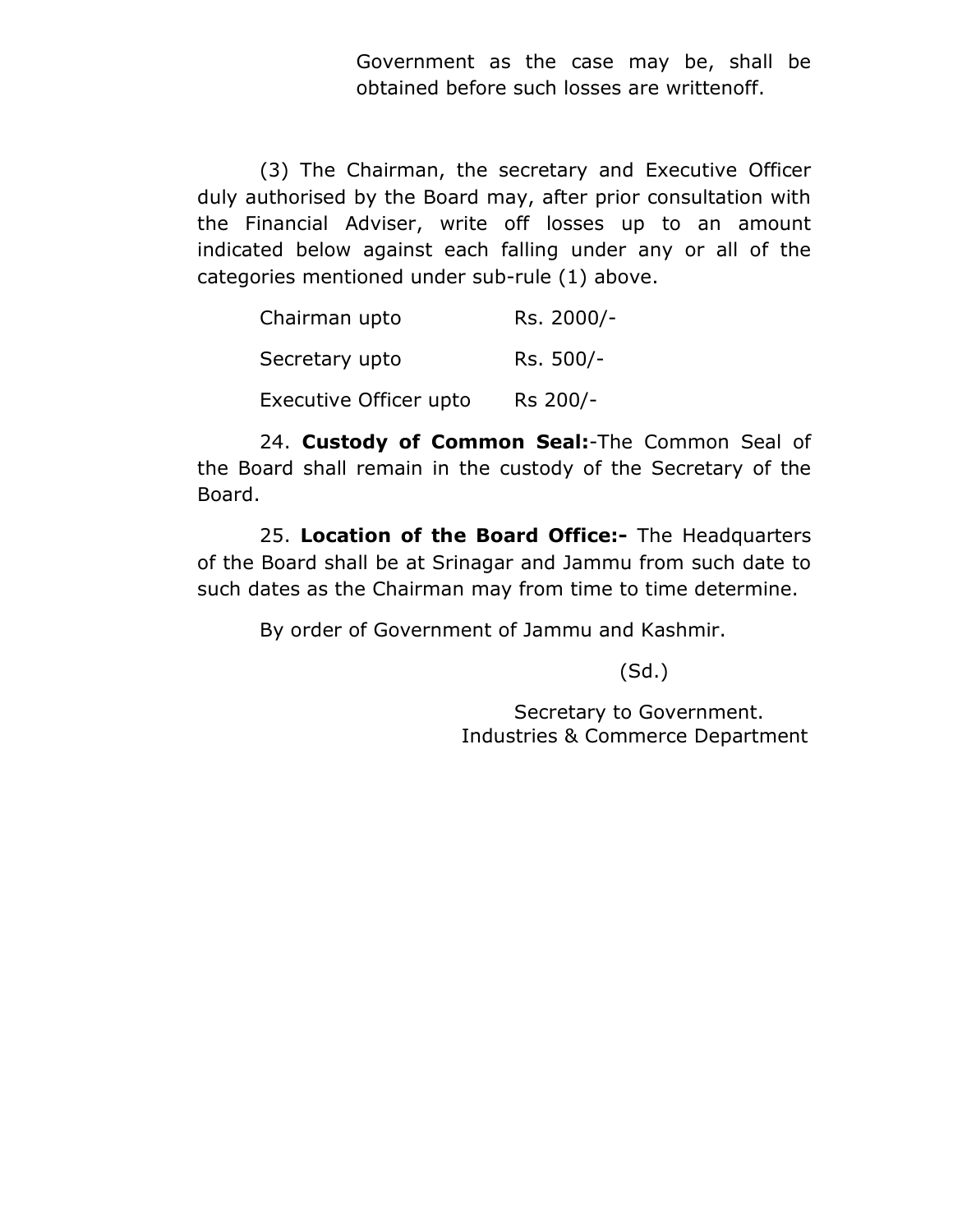Government as the case may be, shall be obtained before such losses are writtenoff.

(3) The Chairman, the secretary and Executive Officer duly authorised by the Board may, after prior consultation with the Financial Adviser, write off losses up to an amount indicated below against each falling under any or all of the categories mentioned under sub-rule (1) above.

| | |
|---|---|
| Chairman upto | Rs. 2000/- |
| Secretary upto | Rs. 500/- |
| Executive Officer upto | Rs 200/- |

24. **Custody of Common Seal:**-The Common Seal of the Board shall remain in the custody of the Secretary of the Board.

25. **Location of the Board Office:-** The Headquarters of the Board shall be at Srinagar and Jammu from such date to such dates as the Chairman may from time to time determine.

By order of Government of Jammu and Kashmir.

(Sd.)

Secretary to Government.
Industries & Commerce Department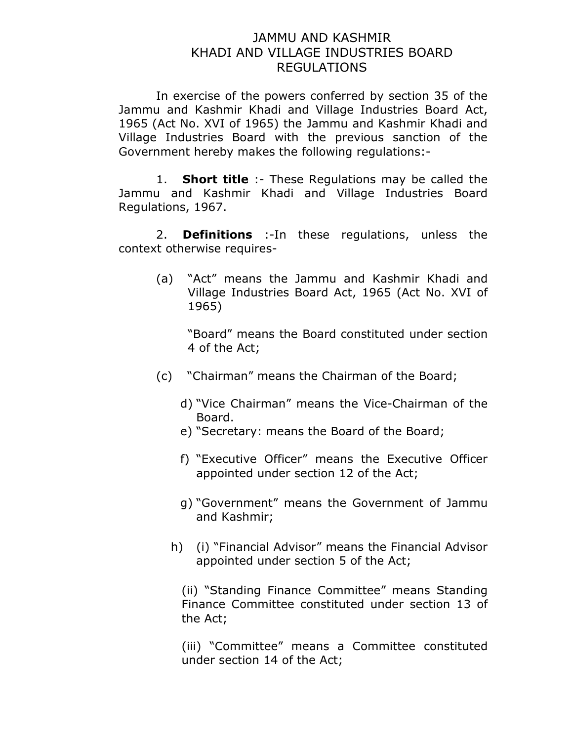# JAMMU AND KASHMIR KHADI AND VILLAGE INDUSTRIES BOARD REGULATIONS

In exercise of the powers conferred by section 35 of the Jammu and Kashmir Khadi and Village Industries Board Act, 1965 (Act No. XVI of 1965) the Jammu and Kashmir Khadi and Village Industries Board with the previous sanction of the Government hereby makes the following regulations:-

1. **Short title** :- These Regulations may be called the Jammu and Kashmir Khadi and Village Industries Board Regulations, 1967.

2. **Definitions** :-In these regulations, unless the context otherwise requires-

(a) "Act" means the Jammu and Kashmir Khadi and Village Industries Board Act, 1965 (Act No. XVI of 1965)

"Board" means the Board constituted under section 4 of the Act;

(c) "Chairman" means the Chairman of the Board;

d) "Vice Chairman" means the Vice-Chairman of the Board.

e) "Secretary: means the Board of the Board;

f) "Executive Officer" means the Executive Officer appointed under section 12 of the Act;

g) "Government" means the Government of Jammu and Kashmir;

h) (i) "Financial Advisor" means the Financial Advisor appointed under section 5 of the Act;

(ii) "Standing Finance Committee" means Standing Finance Committee constituted under section 13 of the Act;

(iii) "Committee" means a Committee constituted under section 14 of the Act;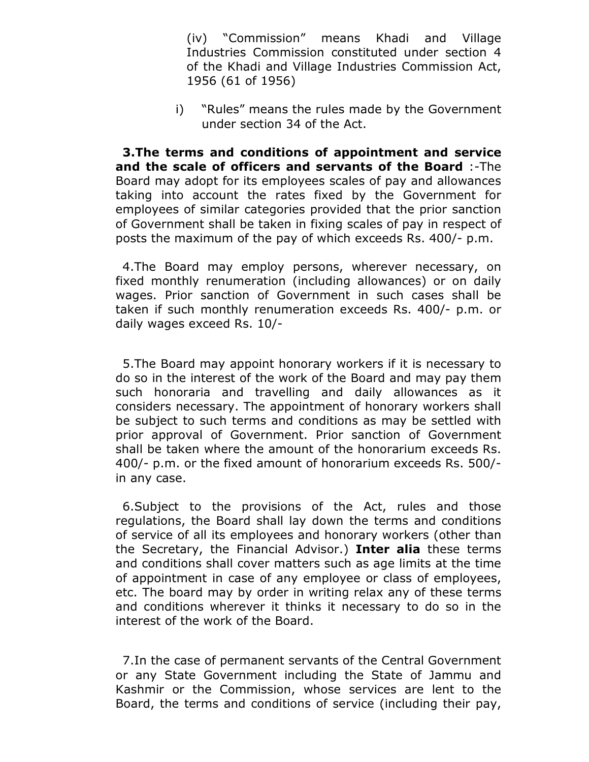(iv) "Commission" means Khadi and Village Industries Commission constituted under section 4 of the Khadi and Village Industries Commission Act, 1956 (61 of 1956)

i) "Rules" means the rules made by the Government under section 34 of the Act.

**3.The terms and conditions of appointment and service and the scale of officers and servants of the Board** :-The Board may adopt for its employees scales of pay and allowances taking into account the rates fixed by the Government for employees of similar categories provided that the prior sanction of Government shall be taken in fixing scales of pay in respect of posts the maximum of the pay of which exceeds Rs. 400/- p.m.

4.The Board may employ persons, wherever necessary, on fixed monthly renumeration (including allowances) or on daily wages. Prior sanction of Government in such cases shall be taken if such monthly renumeration exceeds Rs. 400/- p.m. or daily wages exceed Rs. 10/-

5.The Board may appoint honorary workers if it is necessary to do so in the interest of the work of the Board and may pay them such honoraria and travelling and daily allowances as it considers necessary. The appointment of honorary workers shall be subject to such terms and conditions as may be settled with prior approval of Government. Prior sanction of Government shall be taken where the amount of the honorarium exceeds Rs. 400/- p.m. or the fixed amount of honorarium exceeds Rs. 500/- in any case.

6.Subject to the provisions of the Act, rules and those regulations, the Board shall lay down the terms and conditions of service of all its employees and honorary workers (other than the Secretary, the Financial Advisor.) **Inter alia** these terms and conditions shall cover matters such as age limits at the time of appointment in case of any employee or class of employees, etc. The board may by order in writing relax any of these terms and conditions wherever it thinks it necessary to do so in the interest of the work of the Board.

7.In the case of permanent servants of the Central Government or any State Government including the State of Jammu and Kashmir or the Commission, whose services are lent to the Board, the terms and conditions of service (including their pay,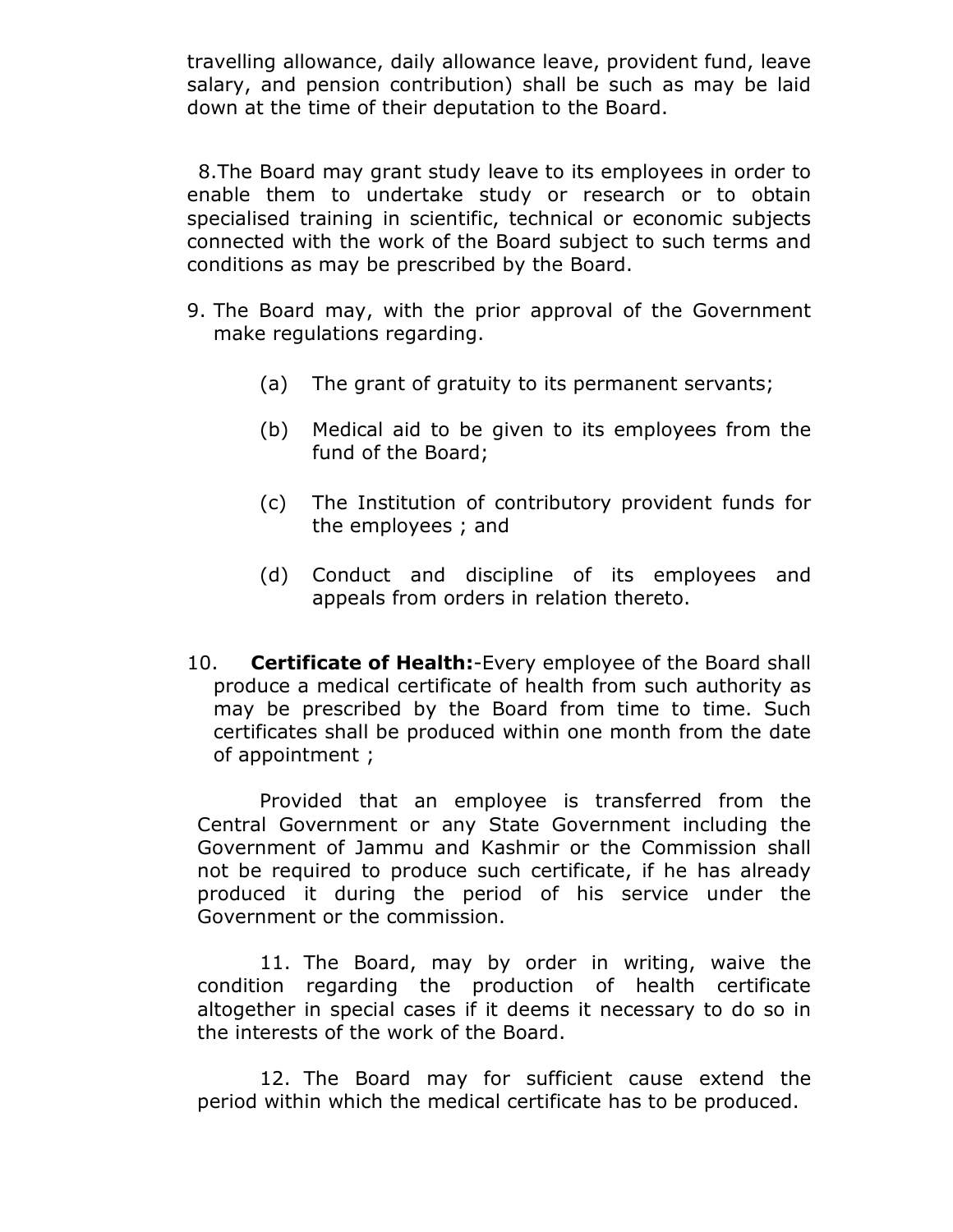travelling allowance, daily allowance leave, provident fund, leave salary, and pension contribution) shall be such as may be laid down at the time of their deputation to the Board.

8.The Board may grant study leave to its employees in order to enable them to undertake study or research or to obtain specialised training in scientific, technical or economic subjects connected with the work of the Board subject to such terms and conditions as may be prescribed by the Board.

9. The Board may, with the prior approval of the Government make regulations regarding.

   (a) The grant of gratuity to its permanent servants;

   (b) Medical aid to be given to its employees from the fund of the Board;

   (c) The Institution of contributory provident funds for the employees ; and

   (d) Conduct and discipline of its employees and appeals from orders in relation thereto.

10. **Certificate of Health:**-Every employee of the Board shall produce a medical certificate of health from such authority as may be prescribed by the Board from time to time. Such certificates shall be produced within one month from the date of appointment ;

Provided that an employee is transferred from the Central Government or any State Government including the Government of Jammu and Kashmir or the Commission shall not be required to produce such certificate, if he has already produced it during the period of his service under the Government or the commission.

11. The Board, may by order in writing, waive the condition regarding the production of health certificate altogether in special cases if it deems it necessary to do so in the interests of the work of the Board.

12. The Board may for sufficient cause extend the period within which the medical certificate has to be produced.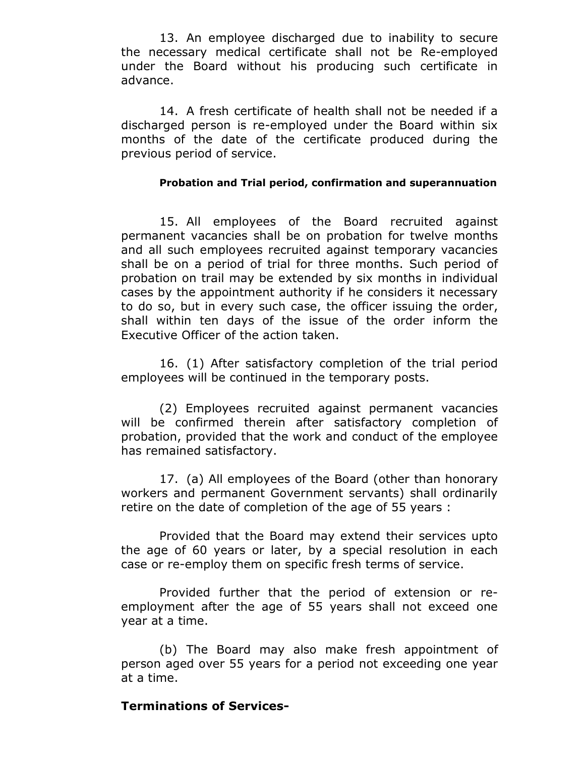13. An employee discharged due to inability to secure the necessary medical certificate shall not be Re-employed under the Board without his producing such certificate in advance.

14. A fresh certificate of health shall not be needed if a discharged person is re-employed under the Board within six months of the date of the certificate produced during the previous period of service.

#### Probation and Trial period, confirmation and superannuation

15. All employees of the Board recruited against permanent vacancies shall be on probation for twelve months and all such employees recruited against temporary vacancies shall be on a period of trial for three months. Such period of probation on trail may be extended by six months in individual cases by the appointment authority if he considers it necessary to do so, but in every such case, the officer issuing the order, shall within ten days of the issue of the order inform the Executive Officer of the action taken.

16. (1) After satisfactory completion of the trial period employees will be continued in the temporary posts.

(2) Employees recruited against permanent vacancies will be confirmed therein after satisfactory completion of probation, provided that the work and conduct of the employee has remained satisfactory.

17. (a) All employees of the Board (other than honorary workers and permanent Government servants) shall ordinarily retire on the date of completion of the age of 55 years :

Provided that the Board may extend their services upto the age of 60 years or later, by a special resolution in each case or re-employ them on specific fresh terms of service.

Provided further that the period of extension or re-employment after the age of 55 years shall not exceed one year at a time.

(b) The Board may also make fresh appointment of person aged over 55 years for a period not exceeding one year at a time.

### Terminations of Services-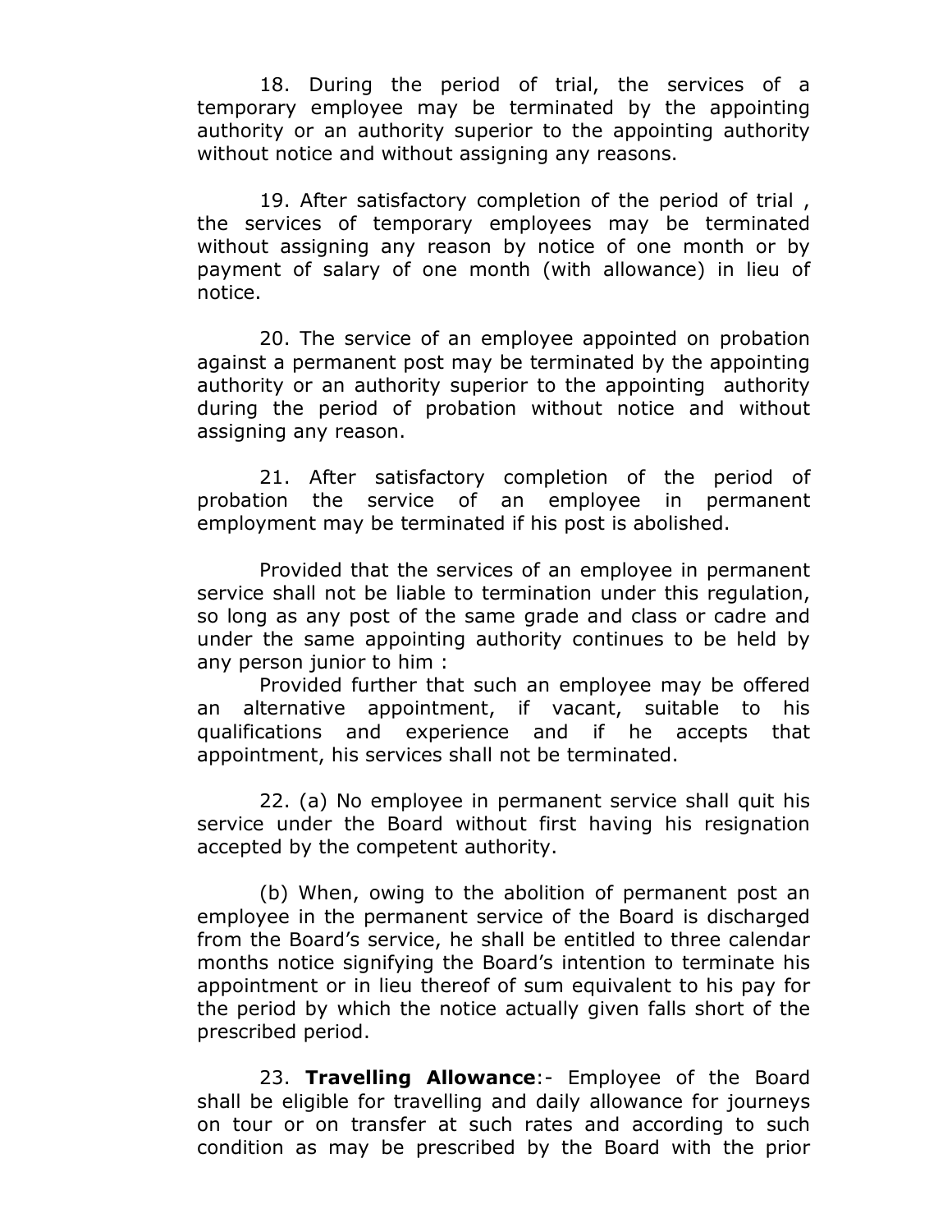18. During the period of trial, the services of a temporary employee may be terminated by the appointing authority or an authority superior to the appointing authority without notice and without assigning any reasons.

19. After satisfactory completion of the period of trial , the services of temporary employees may be terminated without assigning any reason by notice of one month or by payment of salary of one month (with allowance) in lieu of notice.

20. The service of an employee appointed on probation against a permanent post may be terminated by the appointing authority or an authority superior to the appointing authority during the period of probation without notice and without assigning any reason.

21. After satisfactory completion of the period of probation the service of an employee in permanent employment may be terminated if his post is abolished.

Provided that the services of an employee in permanent service shall not be liable to termination under this regulation, so long as any post of the same grade and class or cadre and under the same appointing authority continues to be held by any person junior to him :

Provided further that such an employee may be offered an alternative appointment, if vacant, suitable to his qualifications and experience and if he accepts that appointment, his services shall not be terminated.

22. (a) No employee in permanent service shall quit his service under the Board without first having his resignation accepted by the competent authority.

(b) When, owing to the abolition of permanent post an employee in the permanent service of the Board is discharged from the Board's service, he shall be entitled to three calendar months notice signifying the Board's intention to terminate his appointment or in lieu thereof of sum equivalent to his pay for the period by which the notice actually given falls short of the prescribed period.

23. **Travelling Allowance**:- Employee of the Board shall be eligible for travelling and daily allowance for journeys on tour or on transfer at such rates and according to such condition as may be prescribed by the Board with the prior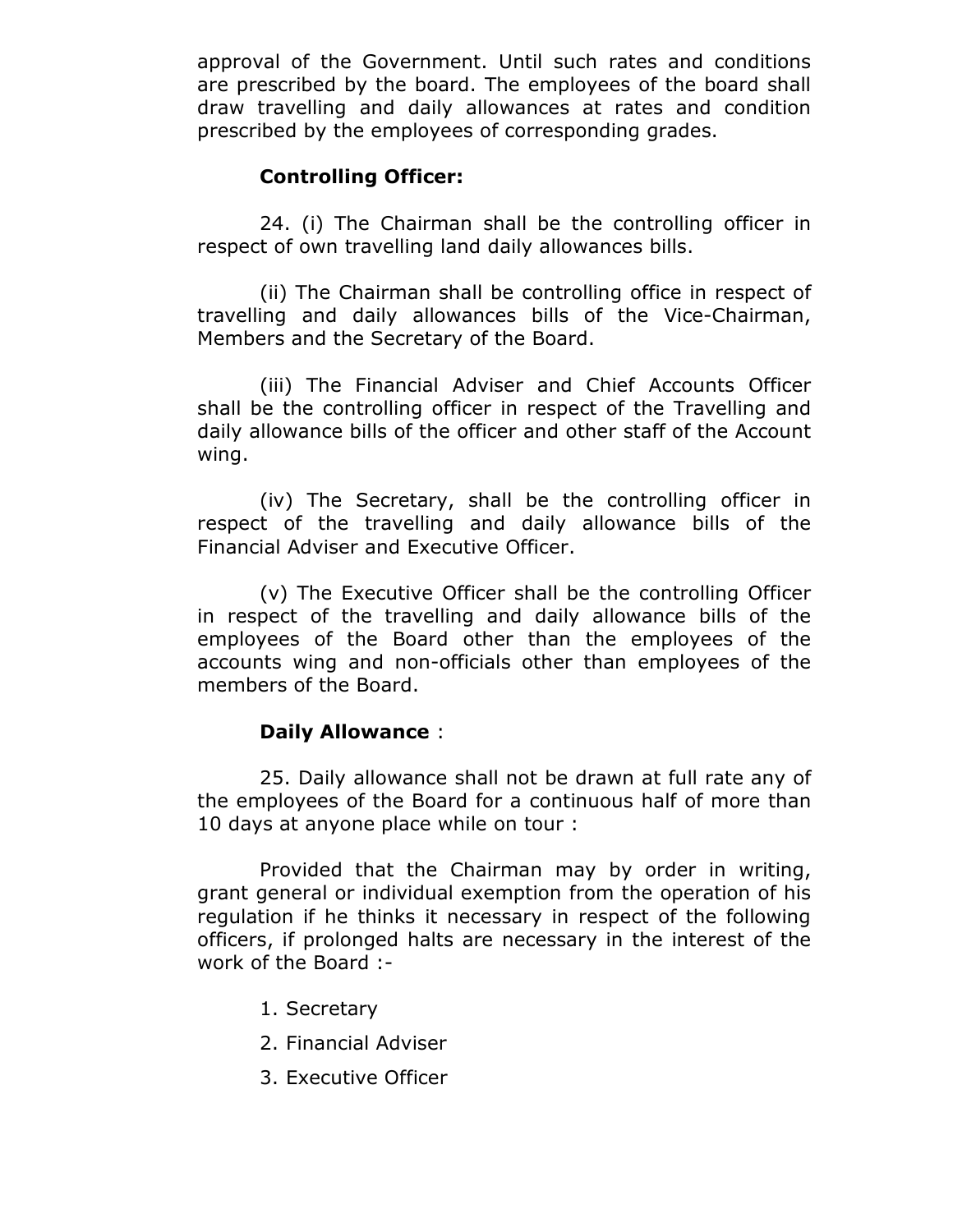approval of the Government. Until such rates and conditions are prescribed by the board. The employees of the board shall draw travelling and daily allowances at rates and condition prescribed by the employees of corresponding grades.

**Controlling Officer:**

24. (i) The Chairman shall be the controlling officer in respect of own travelling land daily allowances bills.

(ii) The Chairman shall be controlling office in respect of travelling and daily allowances bills of the Vice-Chairman, Members and the Secretary of the Board.

(iii) The Financial Adviser and Chief Accounts Officer shall be the controlling officer in respect of the Travelling and daily allowance bills of the officer and other staff of the Account wing.

(iv) The Secretary, shall be the controlling officer in respect of the travelling and daily allowance bills of the Financial Adviser and Executive Officer.

(v) The Executive Officer shall be the controlling Officer in respect of the travelling and daily allowance bills of the employees of the Board other than the employees of the accounts wing and non-officials other than employees of the members of the Board.

**Daily Allowance** :

25. Daily allowance shall not be drawn at full rate any of the employees of the Board for a continuous half of more than 10 days at anyone place while on tour :

Provided that the Chairman may by order in writing, grant general or individual exemption from the operation of his regulation if he thinks it necessary in respect of the following officers, if prolonged halts are necessary in the interest of the work of the Board :-

1. Secretary
2. Financial Adviser
3. Executive Officer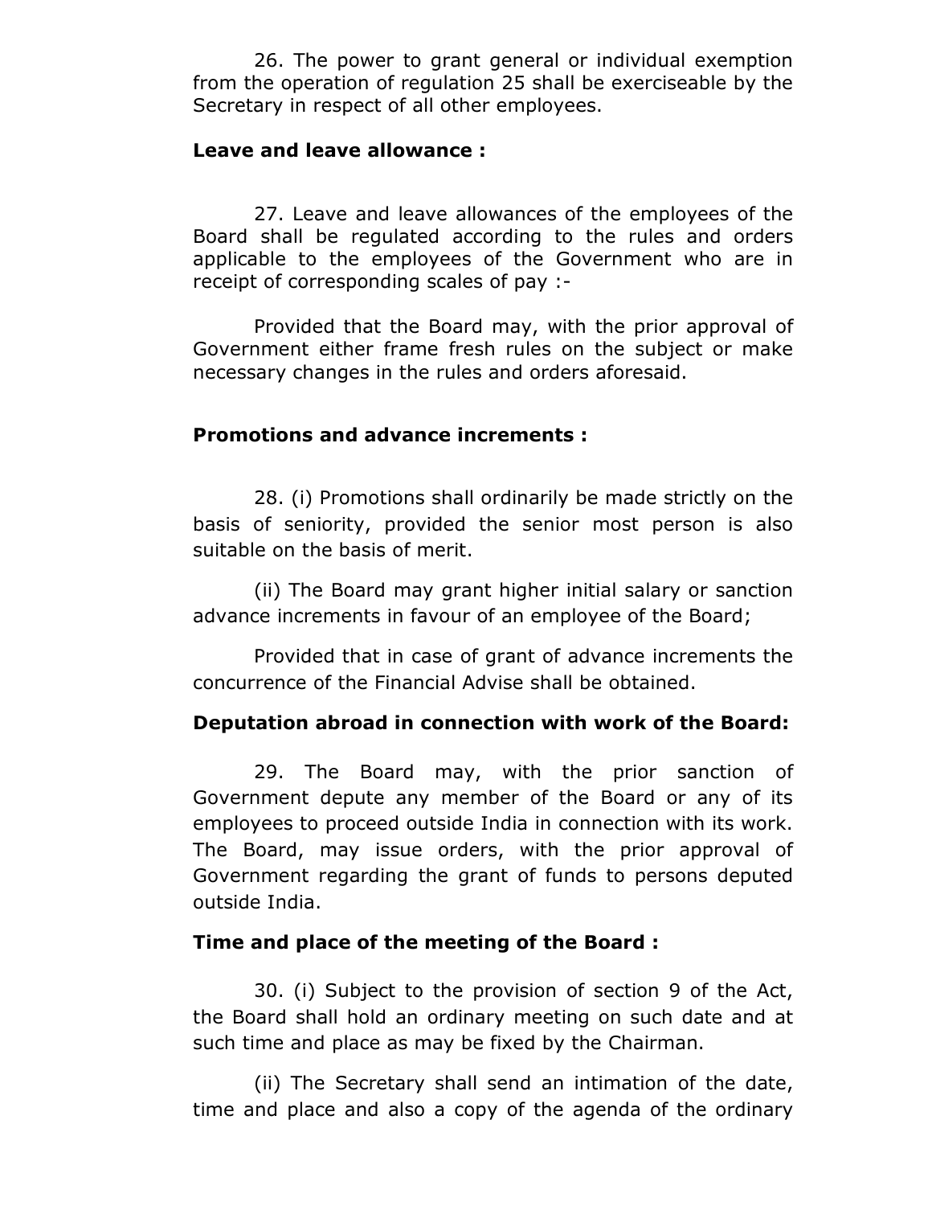26. The power to grant general or individual exemption from the operation of regulation 25 shall be exerciseable by the Secretary in respect of all other employees.

**Leave and leave allowance :**

27. Leave and leave allowances of the employees of the Board shall be regulated according to the rules and orders applicable to the employees of the Government who are in receipt of corresponding scales of pay :-

Provided that the Board may, with the prior approval of Government either frame fresh rules on the subject or make necessary changes in the rules and orders aforesaid.

**Promotions and advance increments :**

28. (i) Promotions shall ordinarily be made strictly on the basis of seniority, provided the senior most person is also suitable on the basis of merit.

(ii) The Board may grant higher initial salary or sanction advance increments in favour of an employee of the Board;

Provided that in case of grant of advance increments the concurrence of the Financial Advise shall be obtained.

**Deputation abroad in connection with work of the Board:**

29. The Board may, with the prior sanction of Government depute any member of the Board or any of its employees to proceed outside India in connection with its work. The Board, may issue orders, with the prior approval of Government regarding the grant of funds to persons deputed outside India.

**Time and place of the meeting of the Board :**

30. (i) Subject to the provision of section 9 of the Act, the Board shall hold an ordinary meeting on such date and at such time and place as may be fixed by the Chairman.

(ii) The Secretary shall send an intimation of the date, time and place and also a copy of the agenda of the ordinary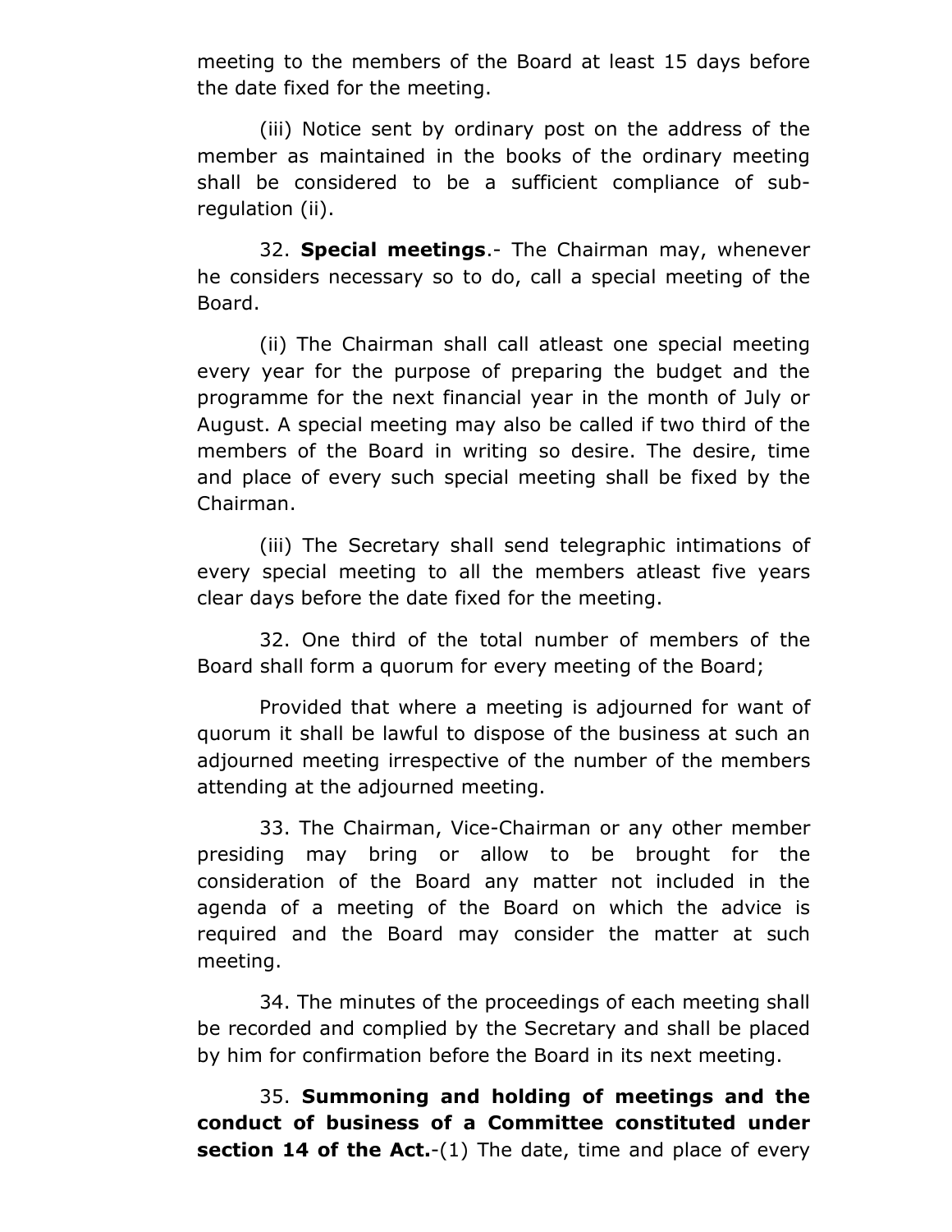meeting to the members of the Board at least 15 days before the date fixed for the meeting.

(iii) Notice sent by ordinary post on the address of the member as maintained in the books of the ordinary meeting shall be considered to be a sufficient compliance of sub-regulation (ii).

32. **Special meetings**.- The Chairman may, whenever he considers necessary so to do, call a special meeting of the Board.

(ii) The Chairman shall call atleast one special meeting every year for the purpose of preparing the budget and the programme for the next financial year in the month of July or August. A special meeting may also be called if two third of the members of the Board in writing so desire. The desire, time and place of every such special meeting shall be fixed by the Chairman.

(iii) The Secretary shall send telegraphic intimations of every special meeting to all the members atleast five years clear days before the date fixed for the meeting.

32. One third of the total number of members of the Board shall form a quorum for every meeting of the Board;

Provided that where a meeting is adjourned for want of quorum it shall be lawful to dispose of the business at such an adjourned meeting irrespective of the number of the members attending at the adjourned meeting.

33. The Chairman, Vice-Chairman or any other member presiding may bring or allow to be brought for the consideration of the Board any matter not included in the agenda of a meeting of the Board on which the advice is required and the Board may consider the matter at such meeting.

34. The minutes of the proceedings of each meeting shall be recorded and complied by the Secretary and shall be placed by him for confirmation before the Board in its next meeting.

35. **Summoning and holding of meetings and the conduct of business of a Committee constituted under section 14 of the Act.**-(1) The date, time and place of every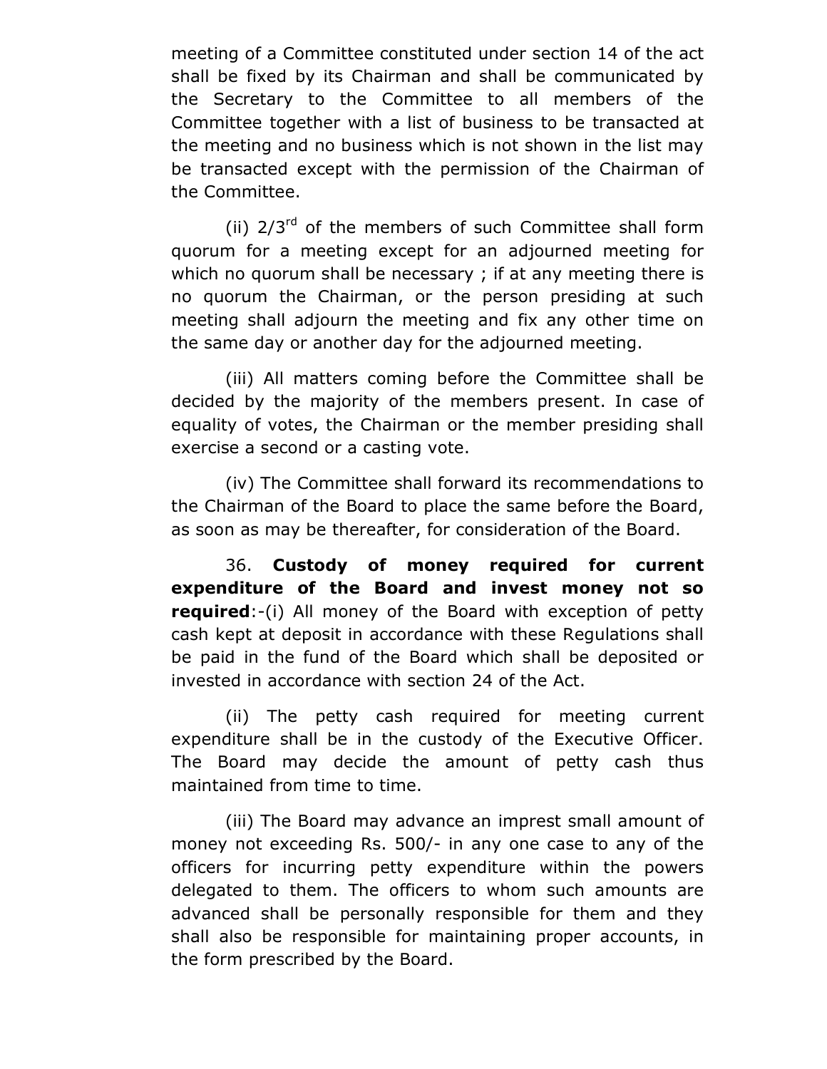meeting of a Committee constituted under section 14 of the act shall be fixed by its Chairman and shall be communicated by the Secretary to the Committee to all members of the Committee together with a list of business to be transacted at the meeting and no business which is not shown in the list may be transacted except with the permission of the Chairman of the Committee.

(ii) 2/3rd of the members of such Committee shall form quorum for a meeting except for an adjourned meeting for which no quorum shall be necessary ; if at any meeting there is no quorum the Chairman, or the person presiding at such meeting shall adjourn the meeting and fix any other time on the same day or another day for the adjourned meeting.

(iii) All matters coming before the Committee shall be decided by the majority of the members present. In case of equality of votes, the Chairman or the member presiding shall exercise a second or a casting vote.

(iv) The Committee shall forward its recommendations to the Chairman of the Board to place the same before the Board, as soon as may be thereafter, for consideration of the Board.

36. **Custody of money required for current expenditure of the Board and invest money not so required**:-(i) All money of the Board with exception of petty cash kept at deposit in accordance with these Regulations shall be paid in the fund of the Board which shall be deposited or invested in accordance with section 24 of the Act.

(ii) The petty cash required for meeting current expenditure shall be in the custody of the Executive Officer. The Board may decide the amount of petty cash thus maintained from time to time.

(iii) The Board may advance an imprest small amount of money not exceeding Rs. 500/- in any one case to any of the officers for incurring petty expenditure within the powers delegated to them. The officers to whom such amounts are advanced shall be personally responsible for them and they shall also be responsible for maintaining proper accounts, in the form prescribed by the Board.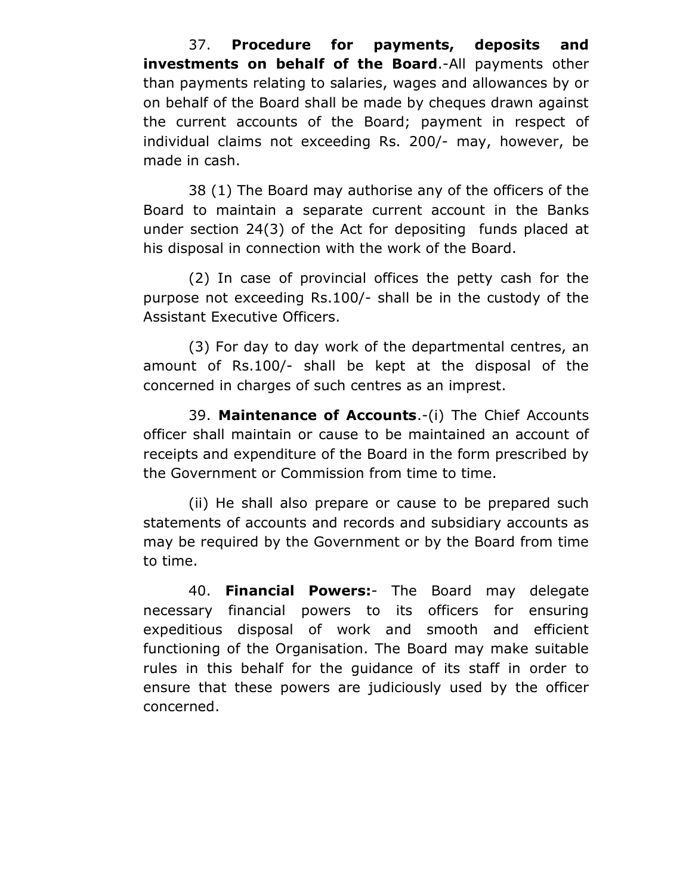37. **Procedure for payments, deposits and investments on behalf of the Board**.-All payments other than payments relating to salaries, wages and allowances by or on behalf of the Board shall be made by cheques drawn against the current accounts of the Board; payment in respect of individual claims not exceeding Rs. 200/- may, however, be made in cash.

38 (1) The Board may authorise any of the officers of the Board to maintain a separate current account in the Banks under section 24(3) of the Act for depositing funds placed at his disposal in connection with the work of the Board.

(2) In case of provincial offices the petty cash for the purpose not exceeding Rs.100/- shall be in the custody of the Assistant Executive Officers.

(3) For day to day work of the departmental centres, an amount of Rs.100/- shall be kept at the disposal of the concerned in charges of such centres as an imprest.

39. **Maintenance of Accounts**.-(i) The Chief Accounts officer shall maintain or cause to be maintained an account of receipts and expenditure of the Board in the form prescribed by the Government or Commission from time to time.

(ii) He shall also prepare or cause to be prepared such statements of accounts and records and subsidiary accounts as may be required by the Government or by the Board from time to time.

40. **Financial Powers:**- The Board may delegate necessary financial powers to its officers for ensuring expeditious disposal of work and smooth and efficient functioning of the Organisation. The Board may make suitable rules in this behalf for the guidance of its staff in order to ensure that these powers are judiciously used by the officer concerned.